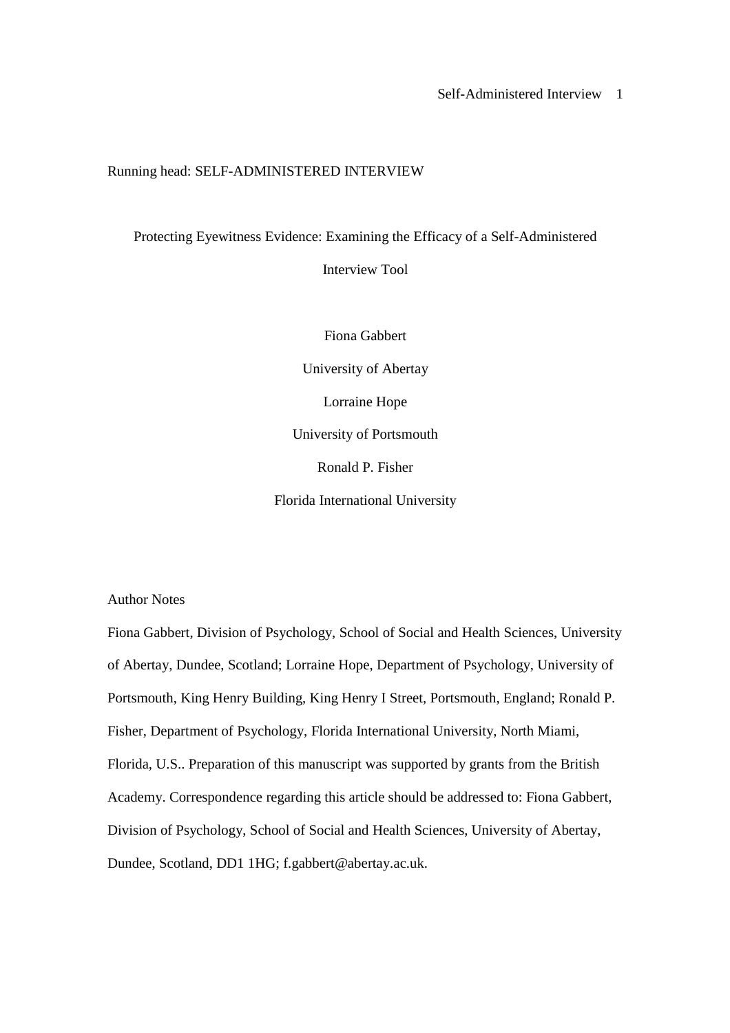Running head: SELF-ADMINISTERED INTERVIEW

# Protecting Eyewitness Evidence: Examining the Efficacy of a Self-Administered Interview Tool

Fiona Gabbert

University of Abertay

Lorraine Hope

University of Portsmouth

Ronald P. Fisher

Florida International University

Author Notes

Fiona Gabbert, Division of Psychology, School of Social and Health Sciences, University of Abertay, Dundee, Scotland; Lorraine Hope, Department of Psychology, University of Portsmouth, King Henry Building, King Henry I Street, Portsmouth, England; Ronald P. Fisher, Department of Psychology, Florida International University, North Miami, Florida, U.S.. Preparation of this manuscript was supported by grants from the British Academy. Correspondence regarding this article should be addressed to: Fiona Gabbert, Division of Psychology, School of Social and Health Sciences, University of Abertay, Dundee, Scotland, DD1 1HG; f.gabbert@abertay.ac.uk.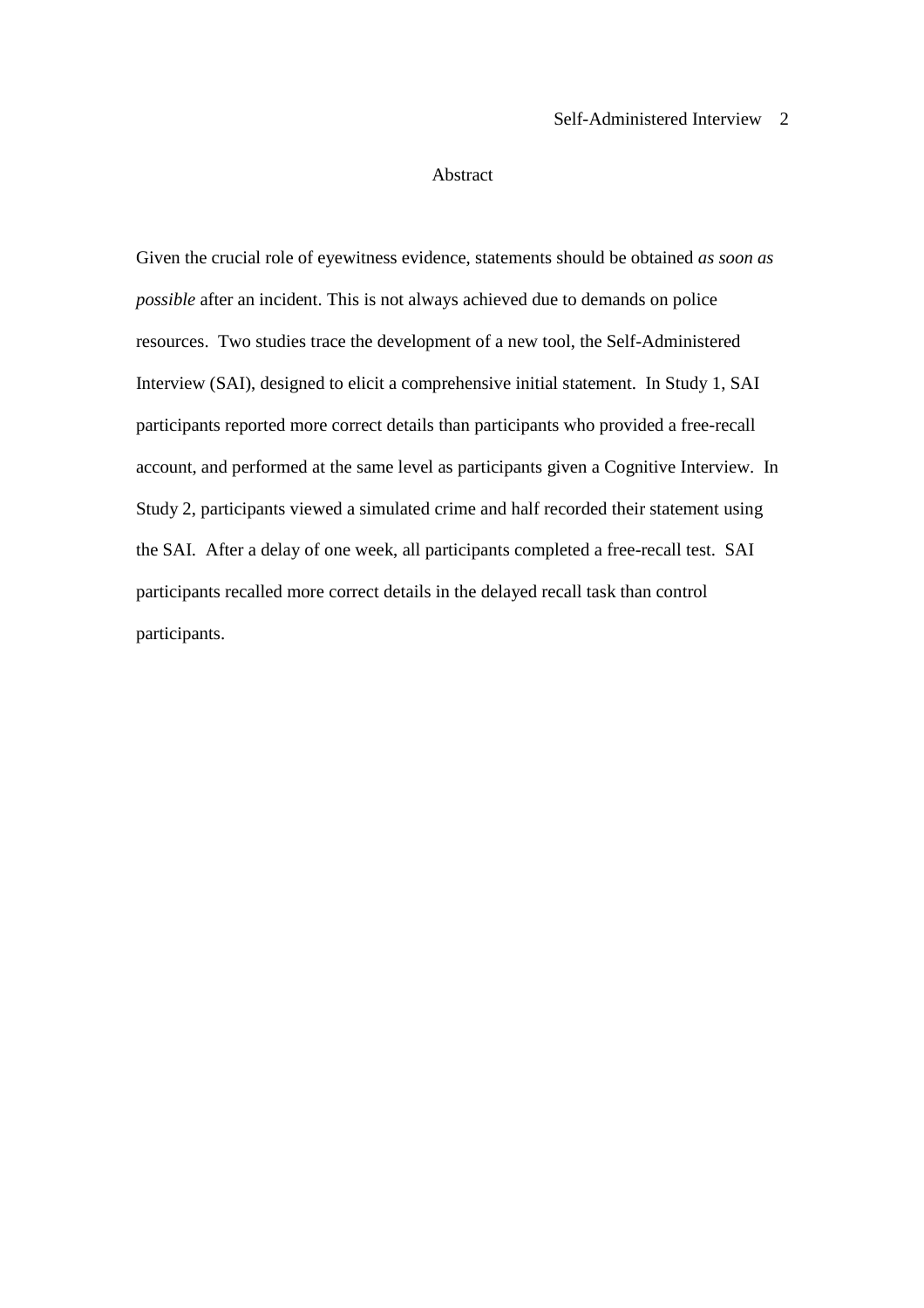# Abstract

Given the crucial role of eyewitness evidence, statements should be obtained *as soon as possible* after an incident. This is not always achieved due to demands on police resources. Two studies trace the development of a new tool, the Self-Administered Interview (SAI), designed to elicit a comprehensive initial statement. In Study 1, SAI participants reported more correct details than participants who provided a free-recall account, and performed at the same level as participants given a Cognitive Interview. In Study 2, participants viewed a simulated crime and half recorded their statement using the SAI. After a delay of one week, all participants completed a free-recall test. SAI participants recalled more correct details in the delayed recall task than control participants.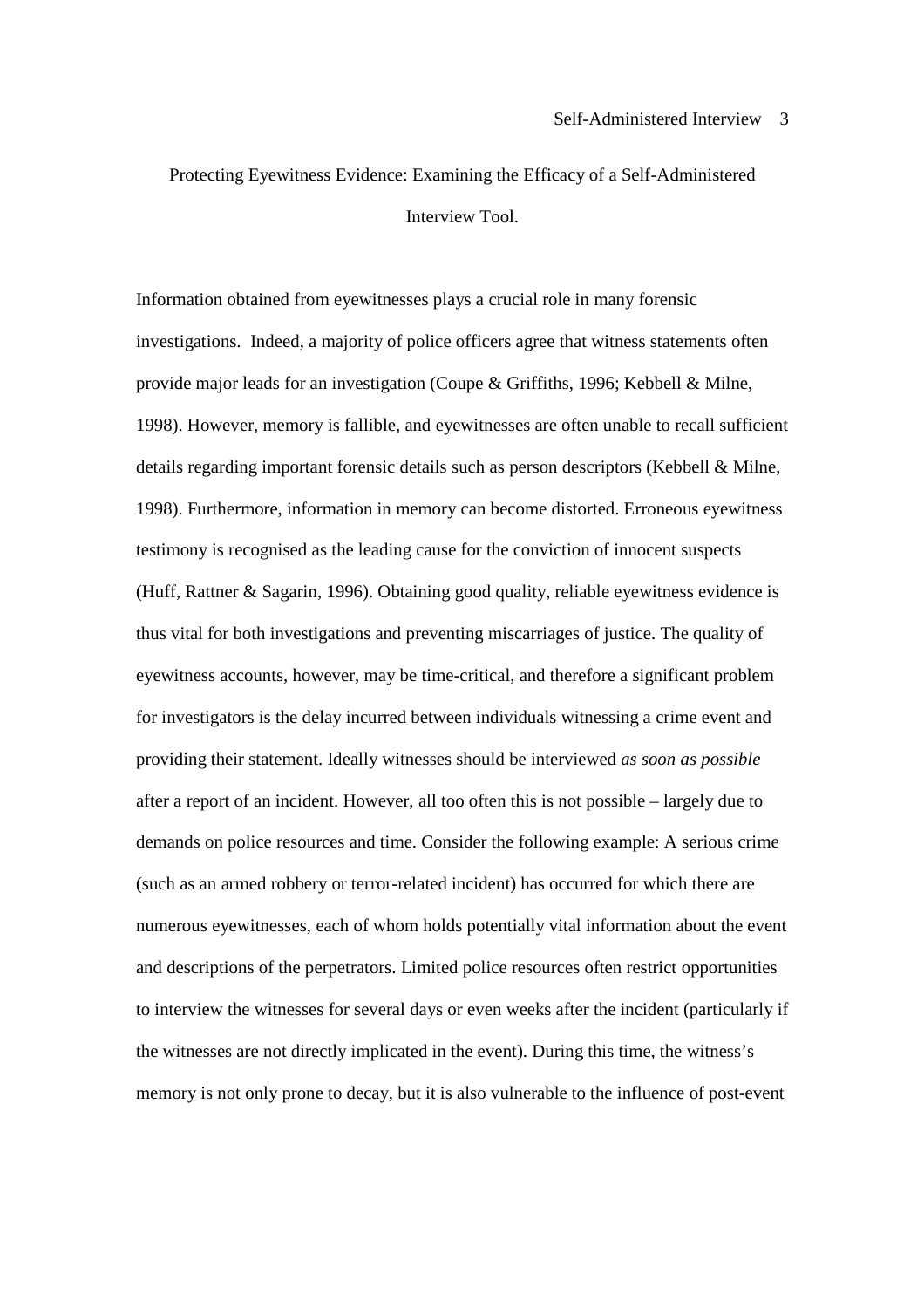# Protecting Eyewitness Evidence: Examining the Efficacy of a Self-Administered Interview Tool.

Information obtained from eyewitnesses plays a crucial role in many forensic investigations. Indeed, a majority of police officers agree that witness statements often provide major leads for an investigation (Coupe & Griffiths, 1996; Kebbell & Milne, 1998). However, memory is fallible, and eyewitnesses are often unable to recall sufficient details regarding important forensic details such as person descriptors (Kebbell & Milne, 1998). Furthermore, information in memory can become distorted. Erroneous eyewitness testimony is recognised as the leading cause for the conviction of innocent suspects (Huff, Rattner & Sagarin, 1996). Obtaining good quality, reliable eyewitness evidence is thus vital for both investigations and preventing miscarriages of justice. The quality of eyewitness accounts, however, may be time-critical, and therefore a significant problem for investigators is the delay incurred between individuals witnessing a crime event and providing their statement. Ideally witnesses should be interviewed *as soon as possible* after a report of an incident. However, all too often this is not possible – largely due to demands on police resources and time. Consider the following example: A serious crime (such as an armed robbery or terror-related incident) has occurred for which there are numerous eyewitnesses, each of whom holds potentially vital information about the event and descriptions of the perpetrators. Limited police resources often restrict opportunities to interview the witnesses for several days or even weeks after the incident (particularly if the witnesses are not directly implicated in the event). During this time, the witness's memory is not only prone to decay, but it is also vulnerable to the influence of post-event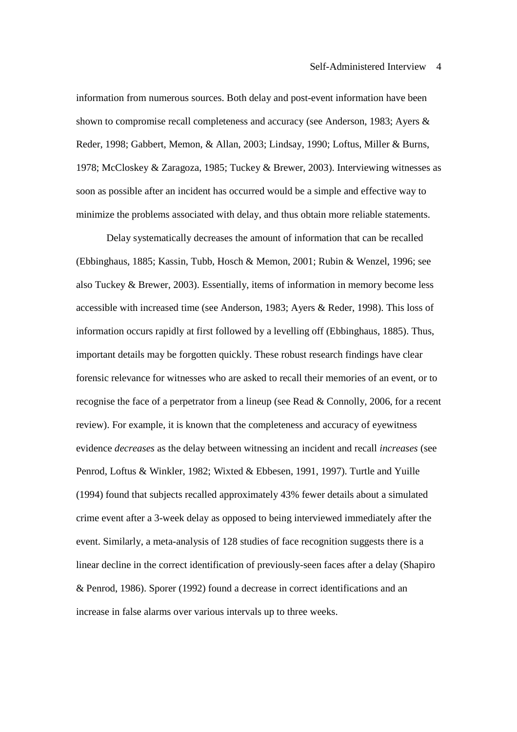information from numerous sources. Both delay and post-event information have been shown to compromise recall completeness and accuracy (see Anderson, 1983; Ayers & Reder, 1998; Gabbert, Memon, & Allan, 2003; Lindsay, 1990; Loftus, Miller & Burns, 1978; McCloskey & Zaragoza, 1985; Tuckey & Brewer, 2003). Interviewing witnesses as soon as possible after an incident has occurred would be a simple and effective way to minimize the problems associated with delay, and thus obtain more reliable statements.

Delay systematically decreases the amount of information that can be recalled (Ebbinghaus, 1885; Kassin, Tubb, Hosch & Memon, 2001; Rubin & Wenzel, 1996; see also Tuckey & Brewer, 2003). Essentially, items of information in memory become less accessible with increased time (see Anderson, 1983; Ayers & Reder, 1998). This loss of information occurs rapidly at first followed by a levelling off (Ebbinghaus, 1885). Thus, important details may be forgotten quickly. These robust research findings have clear forensic relevance for witnesses who are asked to recall their memories of an event, or to recognise the face of a perpetrator from a lineup (see Read & Connolly, 2006, for a recent review). For example, it is known that the completeness and accuracy of eyewitness evidence *decreases* as the delay between witnessing an incident and recall *increases* (see Penrod, Loftus & Winkler, 1982; Wixted & Ebbesen, 1991, 1997). Turtle and Yuille (1994) found that subjects recalled approximately 43% fewer details about a simulated crime event after a 3-week delay as opposed to being interviewed immediately after the event. Similarly, a meta-analysis of 128 studies of face recognition suggests there is a linear decline in the correct identification of previously-seen faces after a delay (Shapiro & Penrod, 1986). Sporer (1992) found a decrease in correct identifications and an increase in false alarms over various intervals up to three weeks.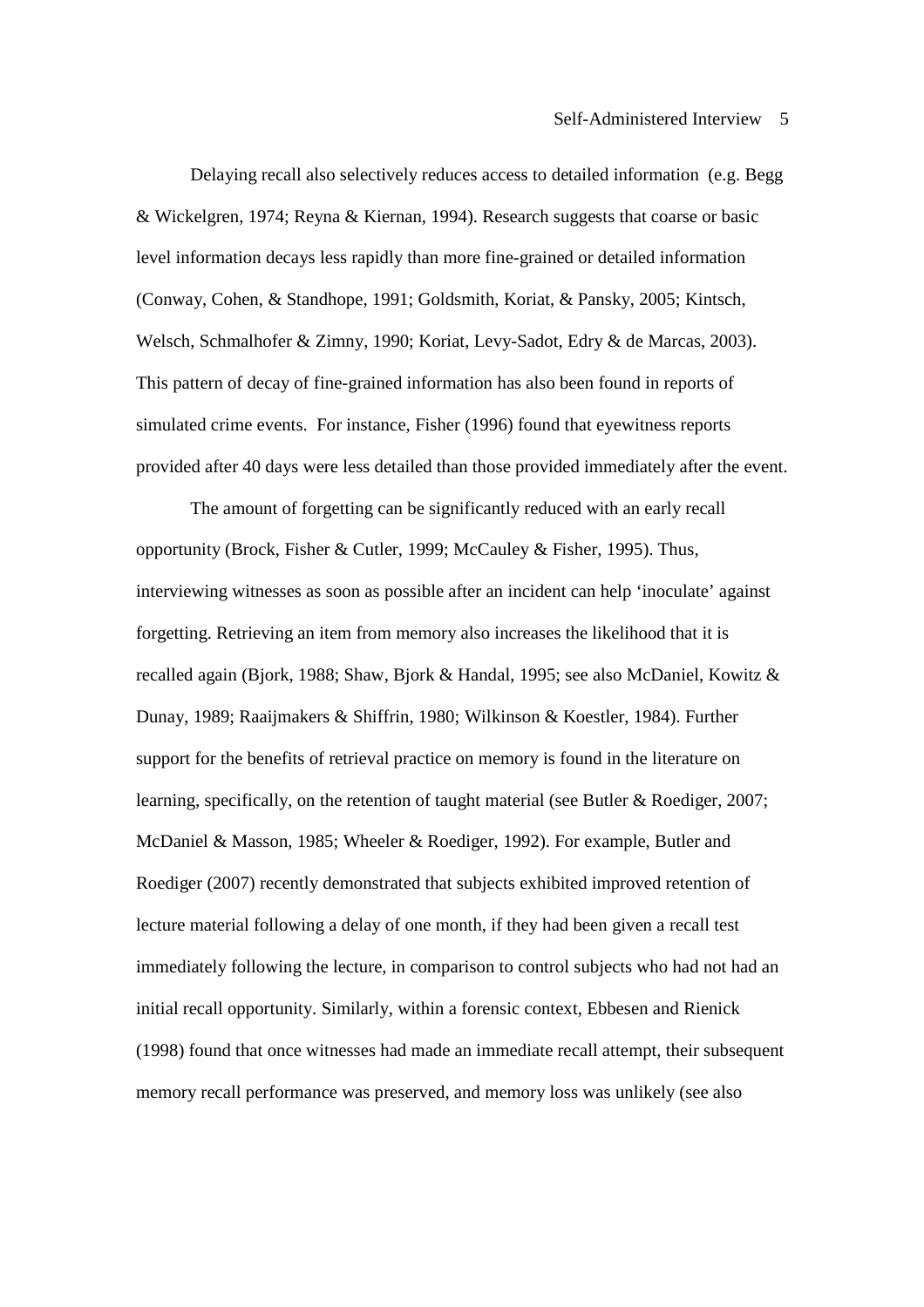Delaying recall also selectively reduces access to detailed information (e.g. Begg & Wickelgren, 1974; Reyna & Kiernan, 1994). Research suggests that coarse or basic level information decays less rapidly than more fine-grained or detailed information (Conway, Cohen, & Standhope, 1991; Goldsmith, Koriat, & Pansky, 2005; Kintsch, Welsch, Schmalhofer & Zimny, 1990; Koriat, Levy-Sadot, Edry & de Marcas, 2003). This pattern of decay of fine-grained information has also been found in reports of simulated crime events. For instance, Fisher (1996) found that eyewitness reports provided after 40 days were less detailed than those provided immediately after the event.

The amount of forgetting can be significantly reduced with an early recall opportunity (Brock, Fisher & Cutler, 1999; McCauley & Fisher, 1995). Thus, interviewing witnesses as soon as possible after an incident can help 'inoculate' against forgetting. Retrieving an item from memory also increases the likelihood that it is recalled again (Bjork, 1988; Shaw, Bjork & Handal, 1995; see also McDaniel, Kowitz & Dunay, 1989; Raaijmakers & Shiffrin, 1980; Wilkinson & Koestler, 1984). Further support for the benefits of retrieval practice on memory is found in the literature on learning, specifically, on the retention of taught material (see Butler & Roediger, 2007; McDaniel & Masson, 1985; Wheeler & Roediger, 1992). For example, Butler and Roediger (2007) recently demonstrated that subjects exhibited improved retention of lecture material following a delay of one month, if they had been given a recall test immediately following the lecture, in comparison to control subjects who had not had an initial recall opportunity. Similarly, within a forensic context, Ebbesen and Rienick (1998) found that once witnesses had made an immediate recall attempt, their subsequent memory recall performance was preserved, and memory loss was unlikely (see also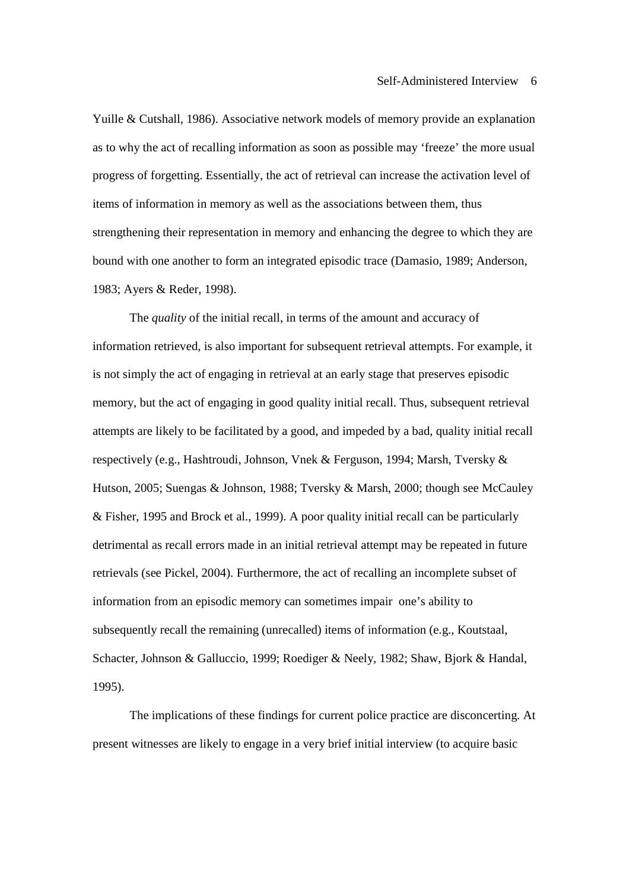Yuille & Cutshall, 1986). Associative network models of memory provide an explanation as to why the act of recalling information as soon as possible may 'freeze' the more usual progress of forgetting. Essentially, the act of retrieval can increase the activation level of items of information in memory as well as the associations between them, thus strengthening their representation in memory and enhancing the degree to which they are bound with one another to form an integrated episodic trace (Damasio, 1989; Anderson, 1983; Ayers & Reder, 1998).

The *quality* of the initial recall, in terms of the amount and accuracy of information retrieved, is also important for subsequent retrieval attempts. For example, it is not simply the act of engaging in retrieval at an early stage that preserves episodic memory, but the act of engaging in good quality initial recall. Thus, subsequent retrieval attempts are likely to be facilitated by a good, and impeded by a bad, quality initial recall respectively (e.g., Hashtroudi, Johnson, Vnek & Ferguson, 1994; Marsh, Tversky & Hutson, 2005; Suengas & Johnson, 1988; Tversky & Marsh, 2000; though see McCauley & Fisher, 1995 and Brock et al., 1999). A poor quality initial recall can be particularly detrimental as recall errors made in an initial retrieval attempt may be repeated in future retrievals (see Pickel, 2004). Furthermore, the act of recalling an incomplete subset of information from an episodic memory can sometimes impair one's ability to subsequently recall the remaining (unrecalled) items of information (e.g., Koutstaal, Schacter, Johnson & Galluccio, 1999; Roediger & Neely, 1982; Shaw, Bjork & Handal, 1995).

The implications of these findings for current police practice are disconcerting. At present witnesses are likely to engage in a very brief initial interview (to acquire basic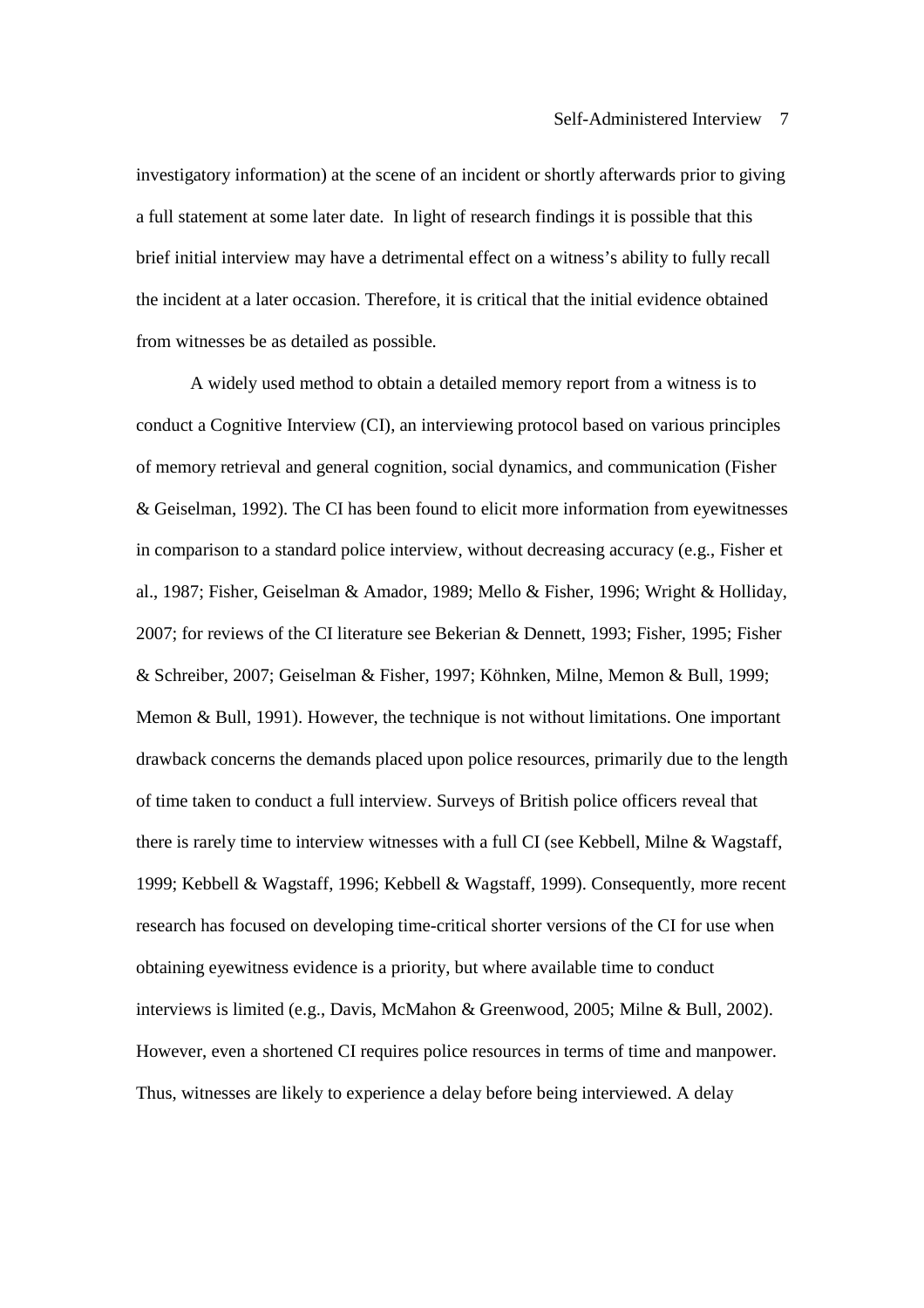investigatory information) at the scene of an incident or shortly afterwards prior to giving a full statement at some later date. In light of research findings it is possible that this brief initial interview may have a detrimental effect on a witness's ability to fully recall the incident at a later occasion. Therefore, it is critical that the initial evidence obtained from witnesses be as detailed as possible.

A widely used method to obtain a detailed memory report from a witness is to conduct a Cognitive Interview (CI), an interviewing protocol based on various principles of memory retrieval and general cognition, social dynamics, and communication (Fisher & Geiselman, 1992). The CI has been found to elicit more information from eyewitnesses in comparison to a standard police interview, without decreasing accuracy (e.g., Fisher et al., 1987; Fisher, Geiselman & Amador, 1989; Mello & Fisher, 1996; Wright & Holliday, 2007; for reviews of the CI literature see Bekerian & Dennett, 1993; Fisher, 1995; Fisher & Schreiber, 2007; Geiselman & Fisher, 1997; Köhnken, Milne, Memon & Bull, 1999; Memon & Bull, 1991). However, the technique is not without limitations. One important drawback concerns the demands placed upon police resources, primarily due to the length of time taken to conduct a full interview. Surveys of British police officers reveal that there is rarely time to interview witnesses with a full CI (see Kebbell, Milne & Wagstaff, 1999; Kebbell & Wagstaff, 1996; Kebbell & Wagstaff, 1999). Consequently, more recent research has focused on developing time-critical shorter versions of the CI for use when obtaining eyewitness evidence is a priority, but where available time to conduct interviews is limited (e.g., Davis, McMahon & Greenwood, 2005; Milne & Bull, 2002). However, even a shortened CI requires police resources in terms of time and manpower. Thus, witnesses are likely to experience a delay before being interviewed. A delay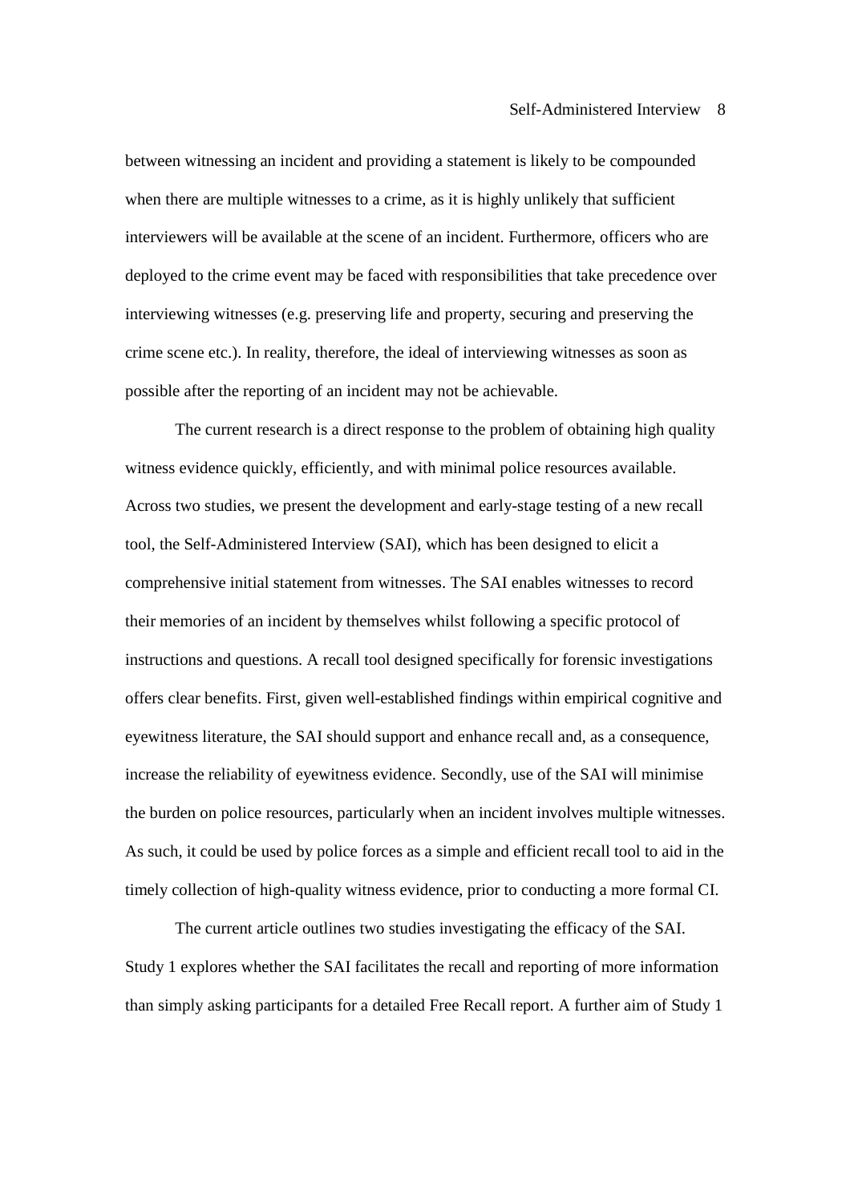between witnessing an incident and providing a statement is likely to be compounded when there are multiple witnesses to a crime, as it is highly unlikely that sufficient interviewers will be available at the scene of an incident. Furthermore, officers who are deployed to the crime event may be faced with responsibilities that take precedence over interviewing witnesses (e.g. preserving life and property, securing and preserving the crime scene etc.). In reality, therefore, the ideal of interviewing witnesses as soon as possible after the reporting of an incident may not be achievable.

The current research is a direct response to the problem of obtaining high quality witness evidence quickly, efficiently, and with minimal police resources available. Across two studies, we present the development and early-stage testing of a new recall tool, the Self-Administered Interview (SAI), which has been designed to elicit a comprehensive initial statement from witnesses. The SAI enables witnesses to record their memories of an incident by themselves whilst following a specific protocol of instructions and questions. A recall tool designed specifically for forensic investigations offers clear benefits. First, given well-established findings within empirical cognitive and eyewitness literature, the SAI should support and enhance recall and, as a consequence, increase the reliability of eyewitness evidence. Secondly, use of the SAI will minimise the burden on police resources, particularly when an incident involves multiple witnesses. As such, it could be used by police forces as a simple and efficient recall tool to aid in the timely collection of high-quality witness evidence, prior to conducting a more formal CI.

The current article outlines two studies investigating the efficacy of the SAI. Study 1 explores whether the SAI facilitates the recall and reporting of more information than simply asking participants for a detailed Free Recall report. A further aim of Study 1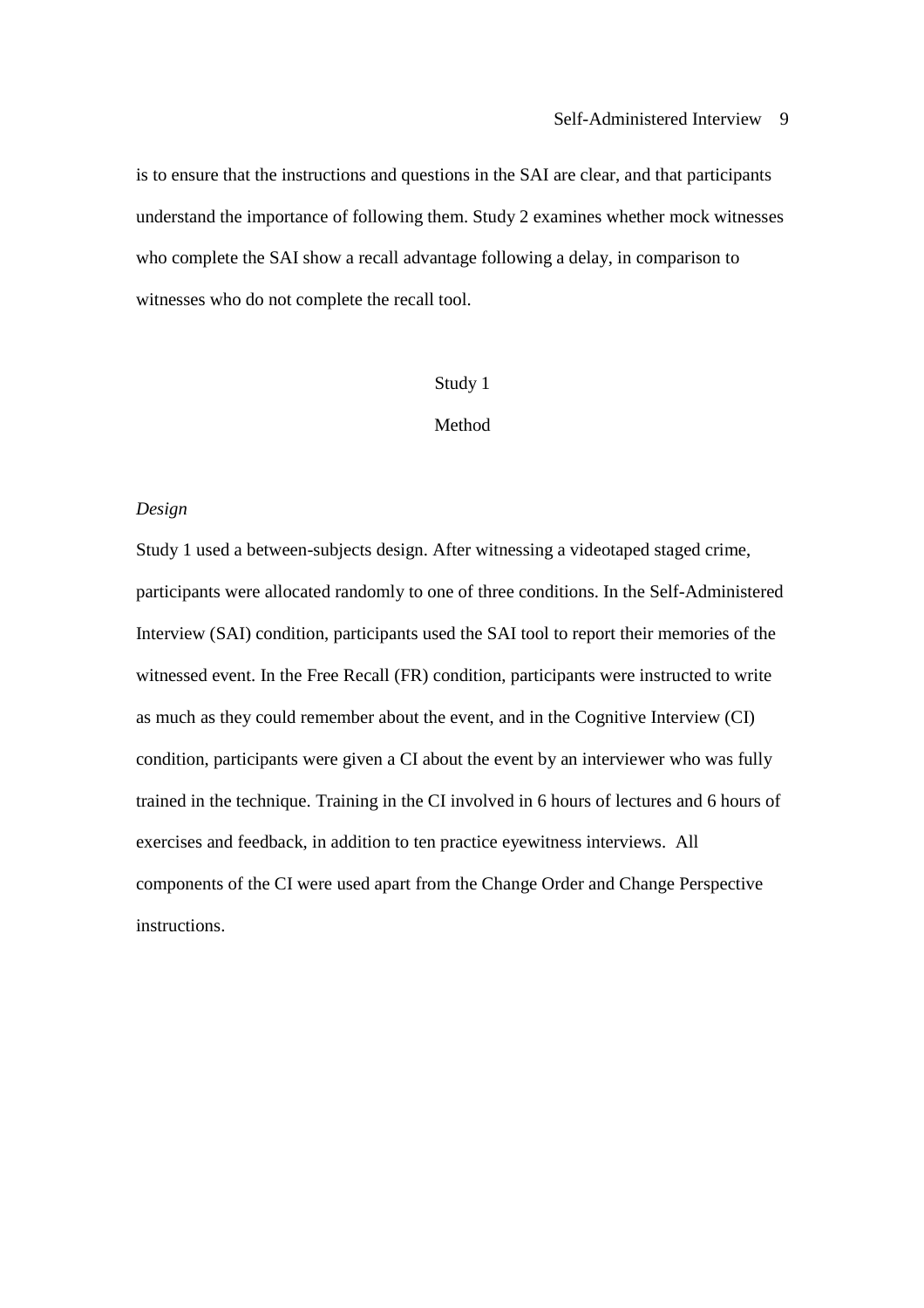is to ensure that the instructions and questions in the SAI are clear, and that participants understand the importance of following them. Study 2 examines whether mock witnesses who complete the SAI show a recall advantage following a delay, in comparison to witnesses who do not complete the recall tool.

## Study 1

### Method

*Design*

Study 1 used a between-subjects design. After witnessing a videotaped staged crime, participants were allocated randomly to one of three conditions. In the Self-Administered Interview (SAI) condition, participants used the SAI tool to report their memories of the witnessed event. In the Free Recall (FR) condition, participants were instructed to write as much as they could remember about the event, and in the Cognitive Interview (CI) condition, participants were given a CI about the event by an interviewer who was fully trained in the technique. Training in the CI involved in 6 hours of lectures and 6 hours of exercises and feedback, in addition to ten practice eyewitness interviews. All components of the CI were used apart from the Change Order and Change Perspective instructions.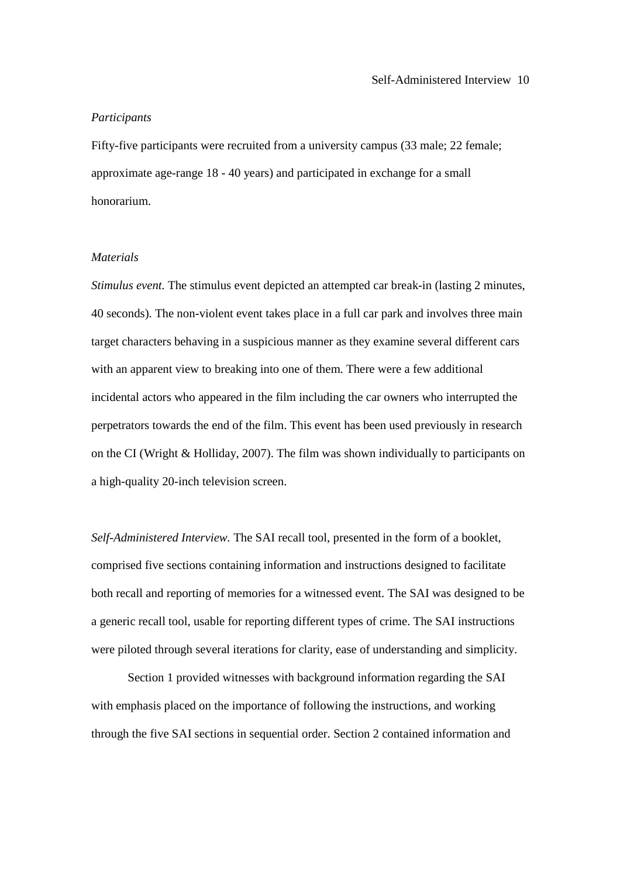*Participants*

Fifty-five participants were recruited from a university campus (33 male; 22 female; approximate age-range 18 - 40 years) and participated in exchange for a small honorarium.

*Materials*

*Stimulus event.* The stimulus event depicted an attempted car break-in (lasting 2 minutes, 40 seconds). The non-violent event takes place in a full car park and involves three main target characters behaving in a suspicious manner as they examine several different cars with an apparent view to breaking into one of them. There were a few additional incidental actors who appeared in the film including the car owners who interrupted the perpetrators towards the end of the film. This event has been used previously in research on the CI (Wright & Holliday, 2007). The film was shown individually to participants on a high-quality 20-inch television screen.

*Self-Administered Interview.* The SAI recall tool, presented in the form of a booklet, comprised five sections containing information and instructions designed to facilitate both recall and reporting of memories for a witnessed event. The SAI was designed to be a generic recall tool, usable for reporting different types of crime. The SAI instructions were piloted through several iterations for clarity, ease of understanding and simplicity.

Section 1 provided witnesses with background information regarding the SAI with emphasis placed on the importance of following the instructions, and working through the five SAI sections in sequential order. Section 2 contained information and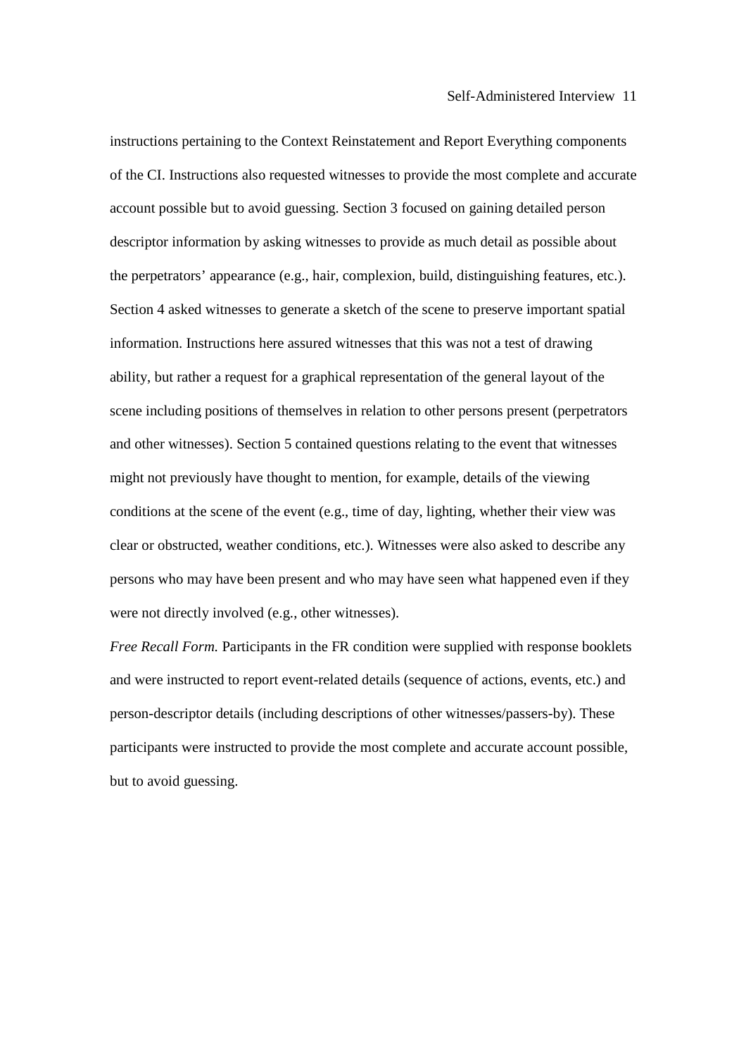instructions pertaining to the Context Reinstatement and Report Everything components of the CI. Instructions also requested witnesses to provide the most complete and accurate account possible but to avoid guessing. Section 3 focused on gaining detailed person descriptor information by asking witnesses to provide as much detail as possible about the perpetrators' appearance (e.g., hair, complexion, build, distinguishing features, etc.). Section 4 asked witnesses to generate a sketch of the scene to preserve important spatial information. Instructions here assured witnesses that this was not a test of drawing ability, but rather a request for a graphical representation of the general layout of the scene including positions of themselves in relation to other persons present (perpetrators and other witnesses). Section 5 contained questions relating to the event that witnesses might not previously have thought to mention, for example, details of the viewing conditions at the scene of the event (e.g., time of day, lighting, whether their view was clear or obstructed, weather conditions, etc.). Witnesses were also asked to describe any persons who may have been present and who may have seen what happened even if they were not directly involved (e.g., other witnesses).

*Free Recall Form.* Participants in the FR condition were supplied with response booklets and were instructed to report event-related details (sequence of actions, events, etc.) and person-descriptor details (including descriptions of other witnesses/passers-by). These participants were instructed to provide the most complete and accurate account possible, but to avoid guessing.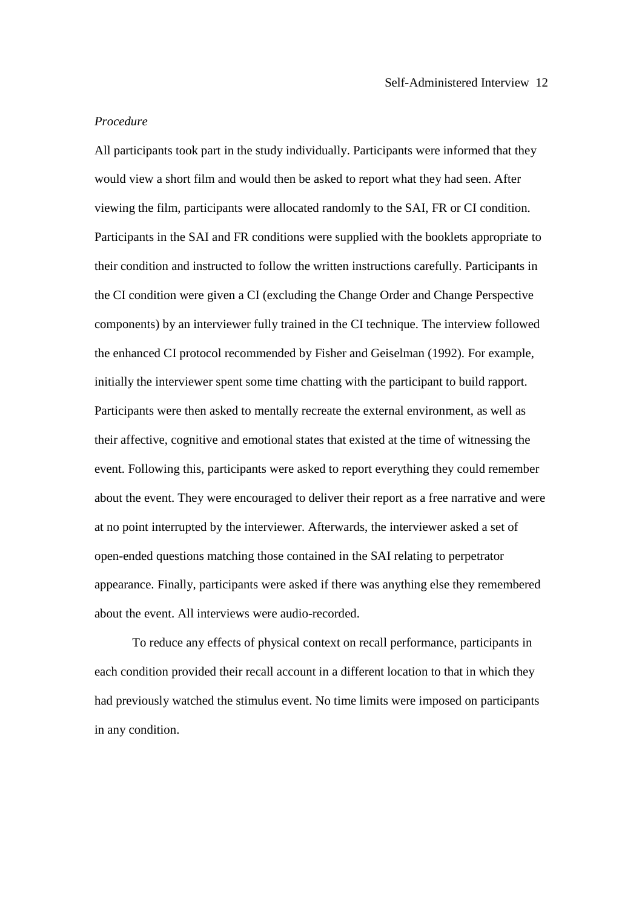*Procedure*

All participants took part in the study individually. Participants were informed that they would view a short film and would then be asked to report what they had seen. After viewing the film, participants were allocated randomly to the SAI, FR or CI condition. Participants in the SAI and FR conditions were supplied with the booklets appropriate to their condition and instructed to follow the written instructions carefully. Participants in the CI condition were given a CI (excluding the Change Order and Change Perspective components) by an interviewer fully trained in the CI technique. The interview followed the enhanced CI protocol recommended by Fisher and Geiselman (1992). For example, initially the interviewer spent some time chatting with the participant to build rapport. Participants were then asked to mentally recreate the external environment, as well as their affective, cognitive and emotional states that existed at the time of witnessing the event. Following this, participants were asked to report everything they could remember about the event. They were encouraged to deliver their report as a free narrative and were at no point interrupted by the interviewer. Afterwards, the interviewer asked a set of open-ended questions matching those contained in the SAI relating to perpetrator appearance. Finally, participants were asked if there was anything else they remembered about the event. All interviews were audio-recorded.

To reduce any effects of physical context on recall performance, participants in each condition provided their recall account in a different location to that in which they had previously watched the stimulus event. No time limits were imposed on participants in any condition.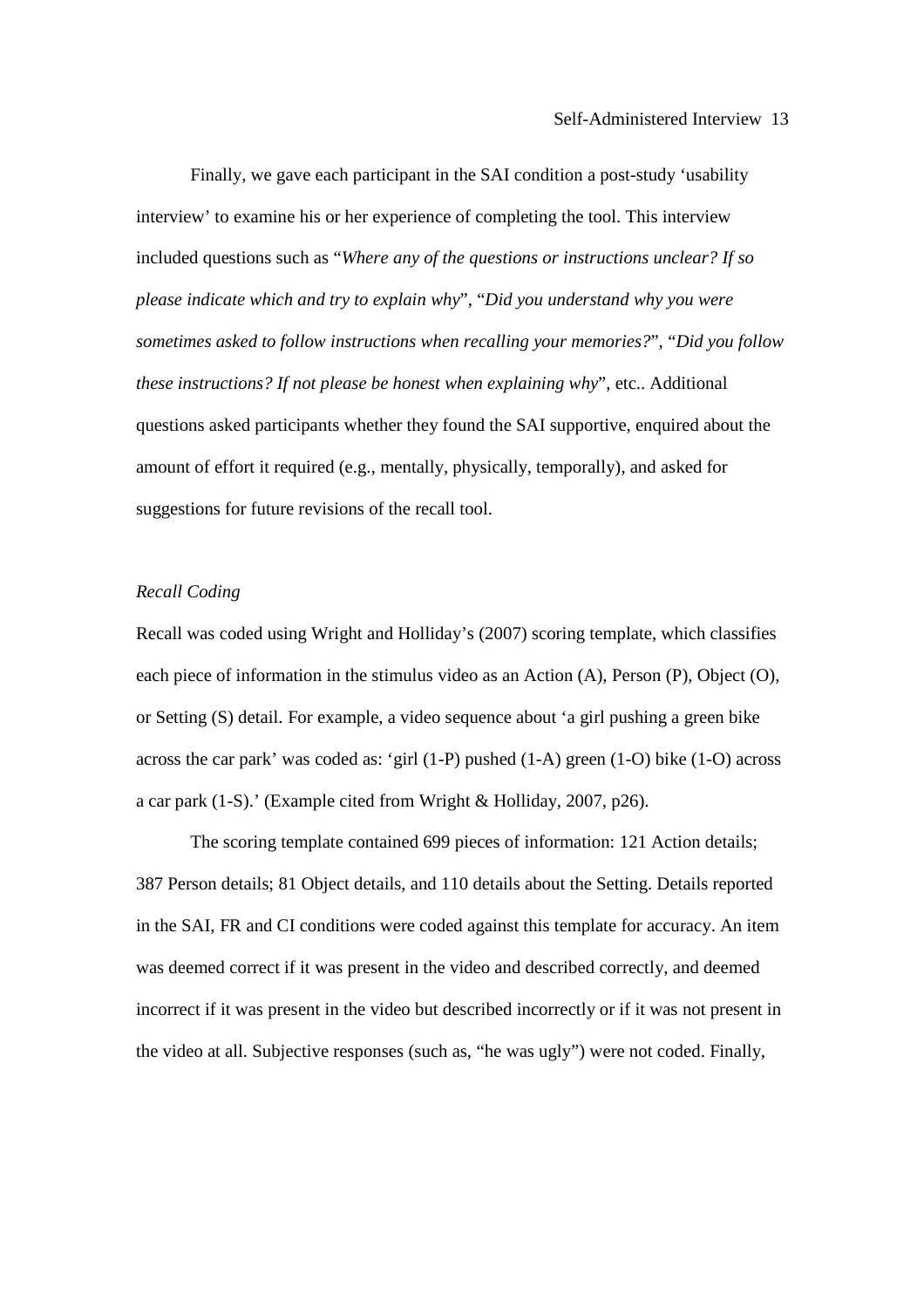Finally, we gave each participant in the SAI condition a post-study 'usability interview' to examine his or her experience of completing the tool. This interview included questions such as "*Where any of the questions or instructions unclear? If so please indicate which and try to explain why*", "*Did you understand why you were sometimes asked to follow instructions when recalling your memories?*", "*Did you follow these instructions? If not please be honest when explaining why*", etc.. Additional questions asked participants whether they found the SAI supportive, enquired about the amount of effort it required (e.g., mentally, physically, temporally), and asked for suggestions for future revisions of the recall tool.

*Recall Coding*

Recall was coded using Wright and Holliday's (2007) scoring template, which classifies each piece of information in the stimulus video as an Action (A), Person (P), Object (O), or Setting (S) detail. For example, a video sequence about 'a girl pushing a green bike across the car park' was coded as: 'girl (1-P) pushed (1-A) green (1-O) bike (1-O) across a car park (1-S).' (Example cited from Wright & Holliday, 2007, p26).

The scoring template contained 699 pieces of information: 121 Action details; 387 Person details; 81 Object details, and 110 details about the Setting. Details reported in the SAI, FR and CI conditions were coded against this template for accuracy. An item was deemed correct if it was present in the video and described correctly, and deemed incorrect if it was present in the video but described incorrectly or if it was not present in the video at all. Subjective responses (such as, "he was ugly") were not coded. Finally,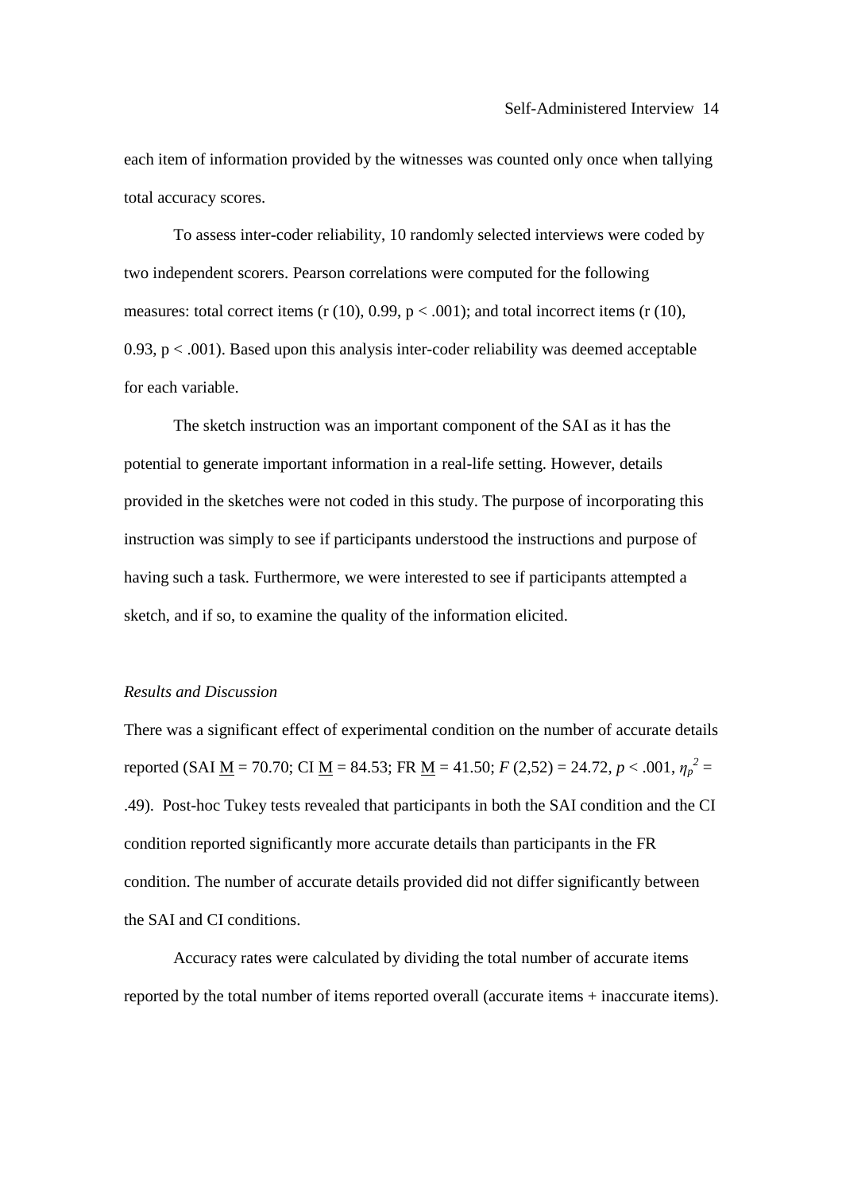each item of information provided by the witnesses was counted only once when tallying total accuracy scores.

To assess inter-coder reliability, 10 randomly selected interviews were coded by two independent scorers. Pearson correlations were computed for the following measures: total correct items (r (10), 0.99, $p < .001$); and total incorrect items (r (10), 0.93, $p < .001$). Based upon this analysis inter-coder reliability was deemed acceptable for each variable.

The sketch instruction was an important component of the SAI as it has the potential to generate important information in a real-life setting. However, details provided in the sketches were not coded in this study. The purpose of incorporating this instruction was simply to see if participants understood the instructions and purpose of having such a task. Furthermore, we were interested to see if participants attempted a sketch, and if so, to examine the quality of the information elicited.

*Results and Discussion*

There was a significant effect of experimental condition on the number of accurate details reported (SAI M = 70.70; CI M = 84.53; FR M = 41.50; $F\ (2,52) = 24.72$, $p < .001$, $\eta_p^{\,2} = .49$). Post-hoc Tukey tests revealed that participants in both the SAI condition and the CI condition reported significantly more accurate details than participants in the FR condition. The number of accurate details provided did not differ significantly between the SAI and CI conditions.

Accuracy rates were calculated by dividing the total number of accurate items reported by the total number of items reported overall (accurate items + inaccurate items).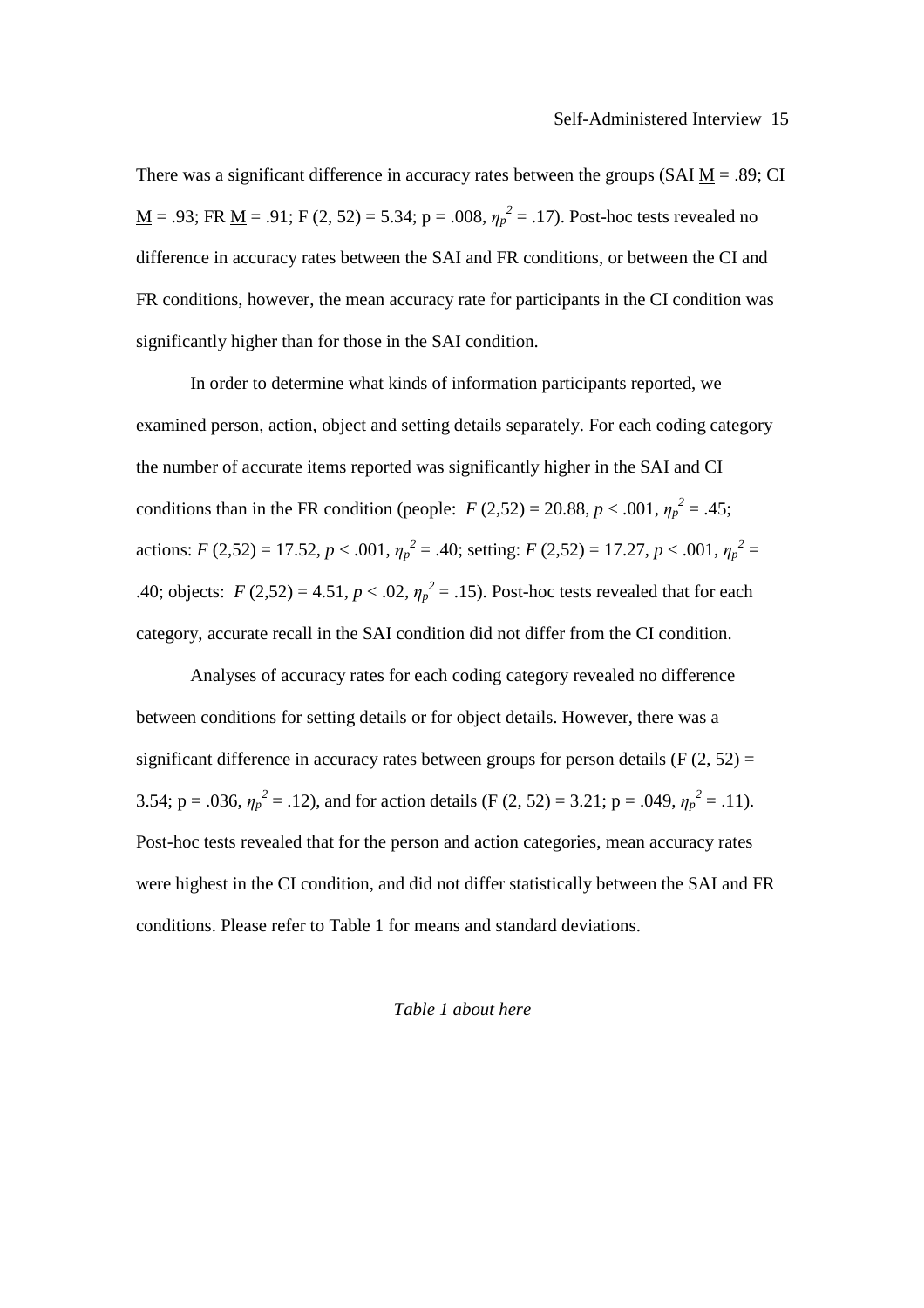There was a significant difference in accuracy rates between the groups (SAI M = .89; CI M = .93; FR M = .91; F (2, 52) = 5.34; p = .008, $\eta_p^2$ = .17). Post-hoc tests revealed no difference in accuracy rates between the SAI and FR conditions, or between the CI and FR conditions, however, the mean accuracy rate for participants in the CI condition was significantly higher than for those in the SAI condition.

In order to determine what kinds of information participants reported, we examined person, action, object and setting details separately. For each coding category the number of accurate items reported was significantly higher in the SAI and CI conditions than in the FR condition (people: $F$ (2,52) = 20.88, $p$ < .001, $\eta_p^2$ = .45; actions: $F$ (2,52) = 17.52, $p$ < .001, $\eta_p^2$ = .40; setting: $F$ (2,52) = 17.27, $p$ < .001, $\eta_p^2$ = .40; objects: $F$ (2,52) = 4.51, $p$ < .02, $\eta_p^2$ = .15). Post-hoc tests revealed that for each category, accurate recall in the SAI condition did not differ from the CI condition.

Analyses of accuracy rates for each coding category revealed no difference between conditions for setting details or for object details. However, there was a significant difference in accuracy rates between groups for person details (F (2, 52) = 3.54; p = .036, $\eta_p^2$ = .12), and for action details (F (2, 52) = 3.21; p = .049, $\eta_p^2$ = .11). Post-hoc tests revealed that for the person and action categories, mean accuracy rates were highest in the CI condition, and did not differ statistically between the SAI and FR conditions. Please refer to Table 1 for means and standard deviations.

*Table 1 about here*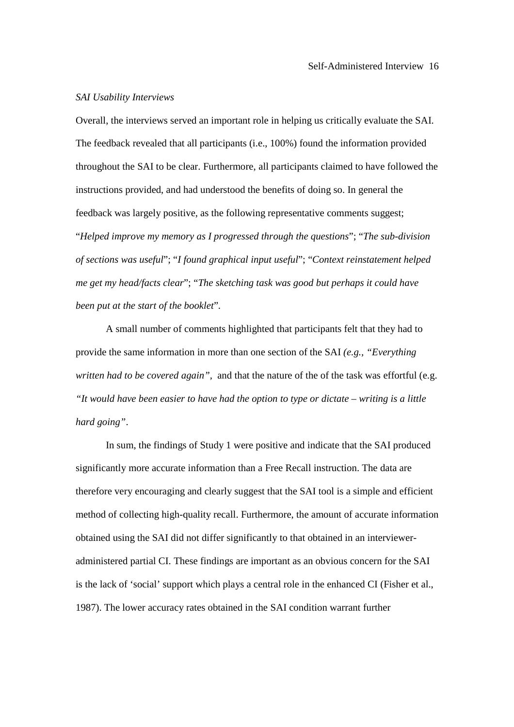*SAI Usability Interviews*

Overall, the interviews served an important role in helping us critically evaluate the SAI. The feedback revealed that all participants (i.e., 100%) found the information provided throughout the SAI to be clear. Furthermore, all participants claimed to have followed the instructions provided, and had understood the benefits of doing so. In general the feedback was largely positive, as the following representative comments suggest; "*Helped improve my memory as I progressed through the questions*"; "*The sub-division of sections was useful*"; "*I found graphical input useful*"; "*Context reinstatement helped me get my head/facts clear*"; "*The sketching task was good but perhaps it could have been put at the start of the booklet*".

A small number of comments highlighted that participants felt that they had to provide the same information in more than one section of the SAI *(e.g., "Everything written had to be covered again"*, and that the nature of the of the task was effortful (e.g. *"It would have been easier to have had the option to type or dictate – writing is a little hard going"*.

In sum, the findings of Study 1 were positive and indicate that the SAI produced significantly more accurate information than a Free Recall instruction. The data are therefore very encouraging and clearly suggest that the SAI tool is a simple and efficient method of collecting high-quality recall. Furthermore, the amount of accurate information obtained using the SAI did not differ significantly to that obtained in an interviewer-administered partial CI. These findings are important as an obvious concern for the SAI is the lack of 'social' support which plays a central role in the enhanced CI (Fisher et al., 1987). The lower accuracy rates obtained in the SAI condition warrant further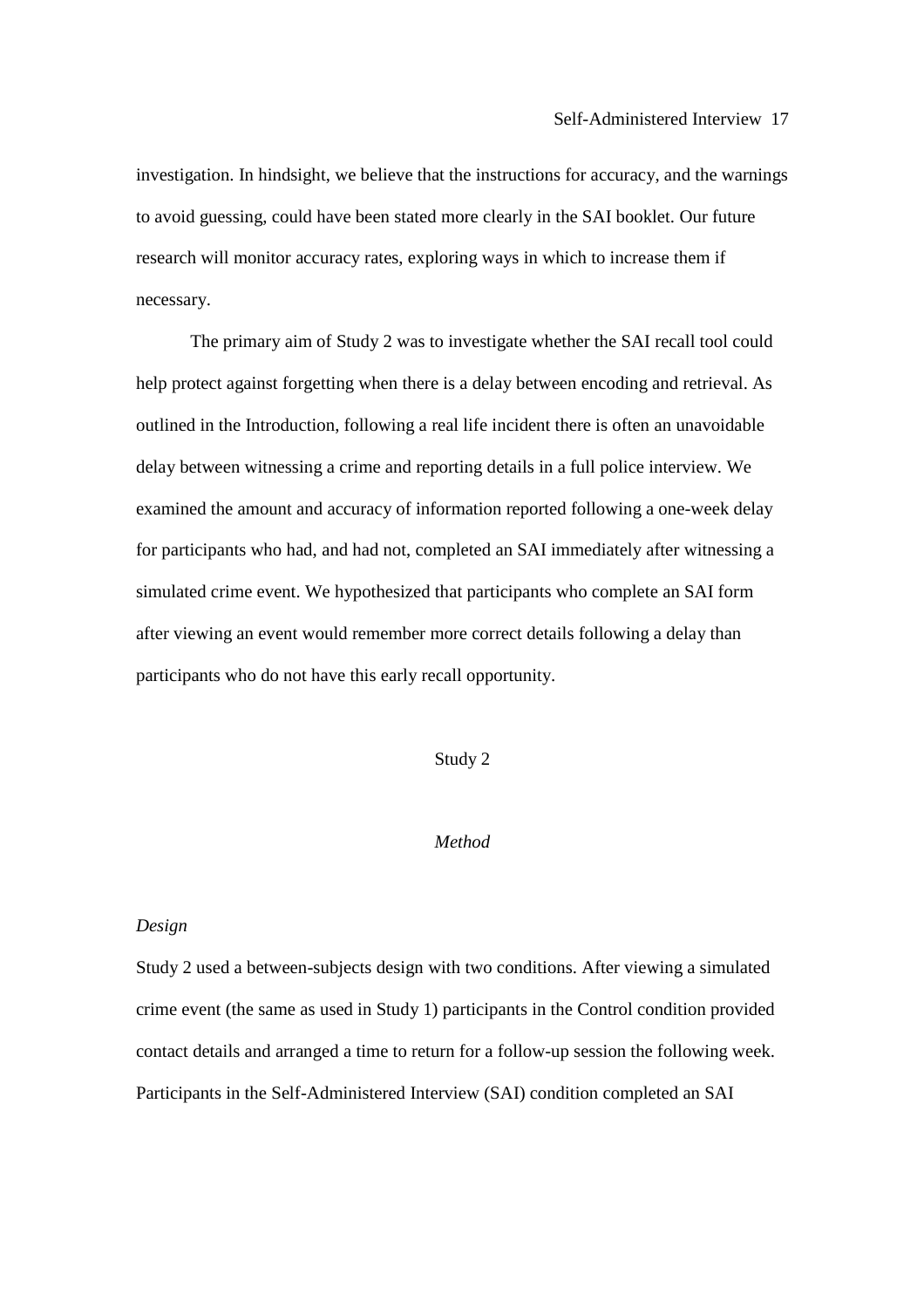investigation. In hindsight, we believe that the instructions for accuracy, and the warnings to avoid guessing, could have been stated more clearly in the SAI booklet. Our future research will monitor accuracy rates, exploring ways in which to increase them if necessary.

The primary aim of Study 2 was to investigate whether the SAI recall tool could help protect against forgetting when there is a delay between encoding and retrieval. As outlined in the Introduction, following a real life incident there is often an unavoidable delay between witnessing a crime and reporting details in a full police interview. We examined the amount and accuracy of information reported following a one-week delay for participants who had, and had not, completed an SAI immediately after witnessing a simulated crime event. We hypothesized that participants who complete an SAI form after viewing an event would remember more correct details following a delay than participants who do not have this early recall opportunity.

# Study 2

## *Method*

### *Design*

Study 2 used a between-subjects design with two conditions. After viewing a simulated crime event (the same as used in Study 1) participants in the Control condition provided contact details and arranged a time to return for a follow-up session the following week. Participants in the Self-Administered Interview (SAI) condition completed an SAI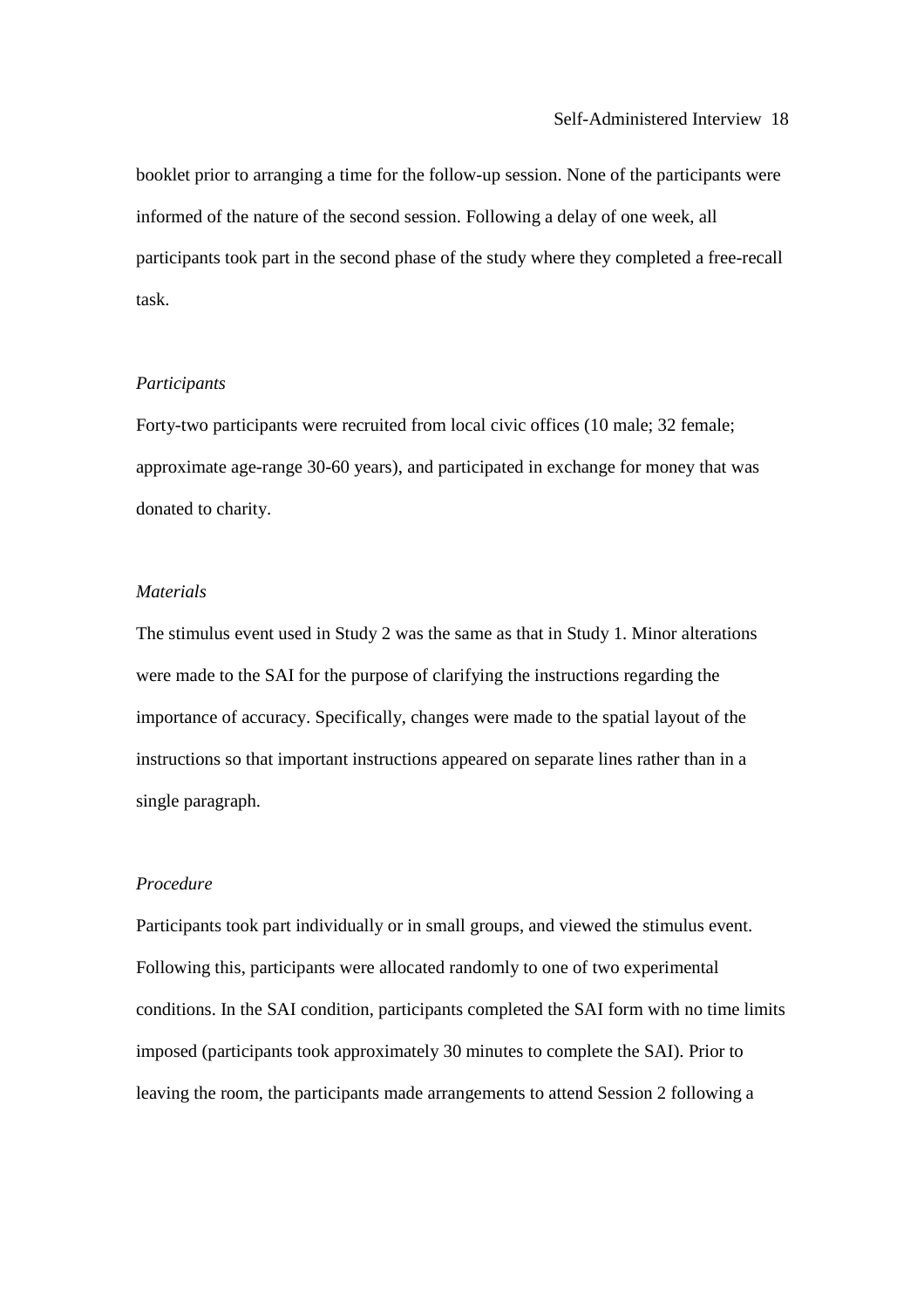booklet prior to arranging a time for the follow-up session. None of the participants were informed of the nature of the second session. Following a delay of one week, all participants took part in the second phase of the study where they completed a free-recall task.

*Participants*

Forty-two participants were recruited from local civic offices (10 male; 32 female; approximate age-range 30-60 years), and participated in exchange for money that was donated to charity.

*Materials*

The stimulus event used in Study 2 was the same as that in Study 1. Minor alterations were made to the SAI for the purpose of clarifying the instructions regarding the importance of accuracy. Specifically, changes were made to the spatial layout of the instructions so that important instructions appeared on separate lines rather than in a single paragraph.

*Procedure*

Participants took part individually or in small groups, and viewed the stimulus event. Following this, participants were allocated randomly to one of two experimental conditions. In the SAI condition, participants completed the SAI form with no time limits imposed (participants took approximately 30 minutes to complete the SAI). Prior to leaving the room, the participants made arrangements to attend Session 2 following a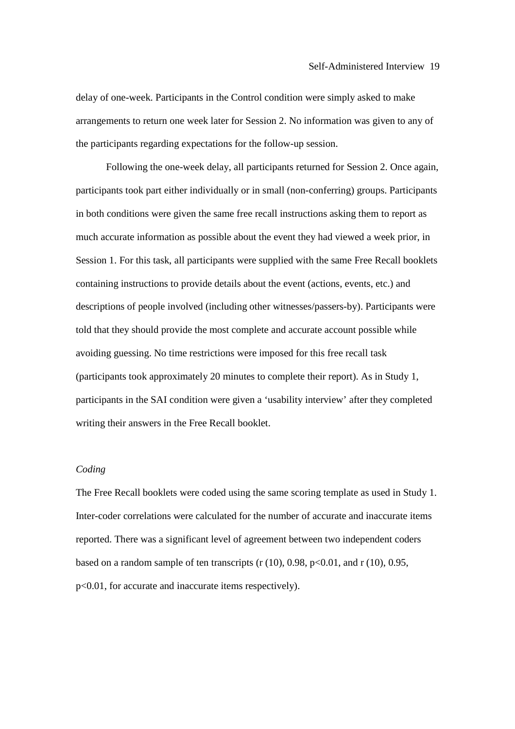delay of one-week. Participants in the Control condition were simply asked to make arrangements to return one week later for Session 2. No information was given to any of the participants regarding expectations for the follow-up session.

Following the one-week delay, all participants returned for Session 2. Once again, participants took part either individually or in small (non-conferring) groups. Participants in both conditions were given the same free recall instructions asking them to report as much accurate information as possible about the event they had viewed a week prior, in Session 1. For this task, all participants were supplied with the same Free Recall booklets containing instructions to provide details about the event (actions, events, etc.) and descriptions of people involved (including other witnesses/passers-by). Participants were told that they should provide the most complete and accurate account possible while avoiding guessing. No time restrictions were imposed for this free recall task (participants took approximately 20 minutes to complete their report). As in Study 1, participants in the SAI condition were given a 'usability interview' after they completed writing their answers in the Free Recall booklet.

*Coding*

The Free Recall booklets were coded using the same scoring template as used in Study 1. Inter-coder correlations were calculated for the number of accurate and inaccurate items reported. There was a significant level of agreement between two independent coders based on a random sample of ten transcripts ($r$ (10), 0.98, $p<0.01$, and $r$ (10), 0.95, $p<0.01$, for accurate and inaccurate items respectively).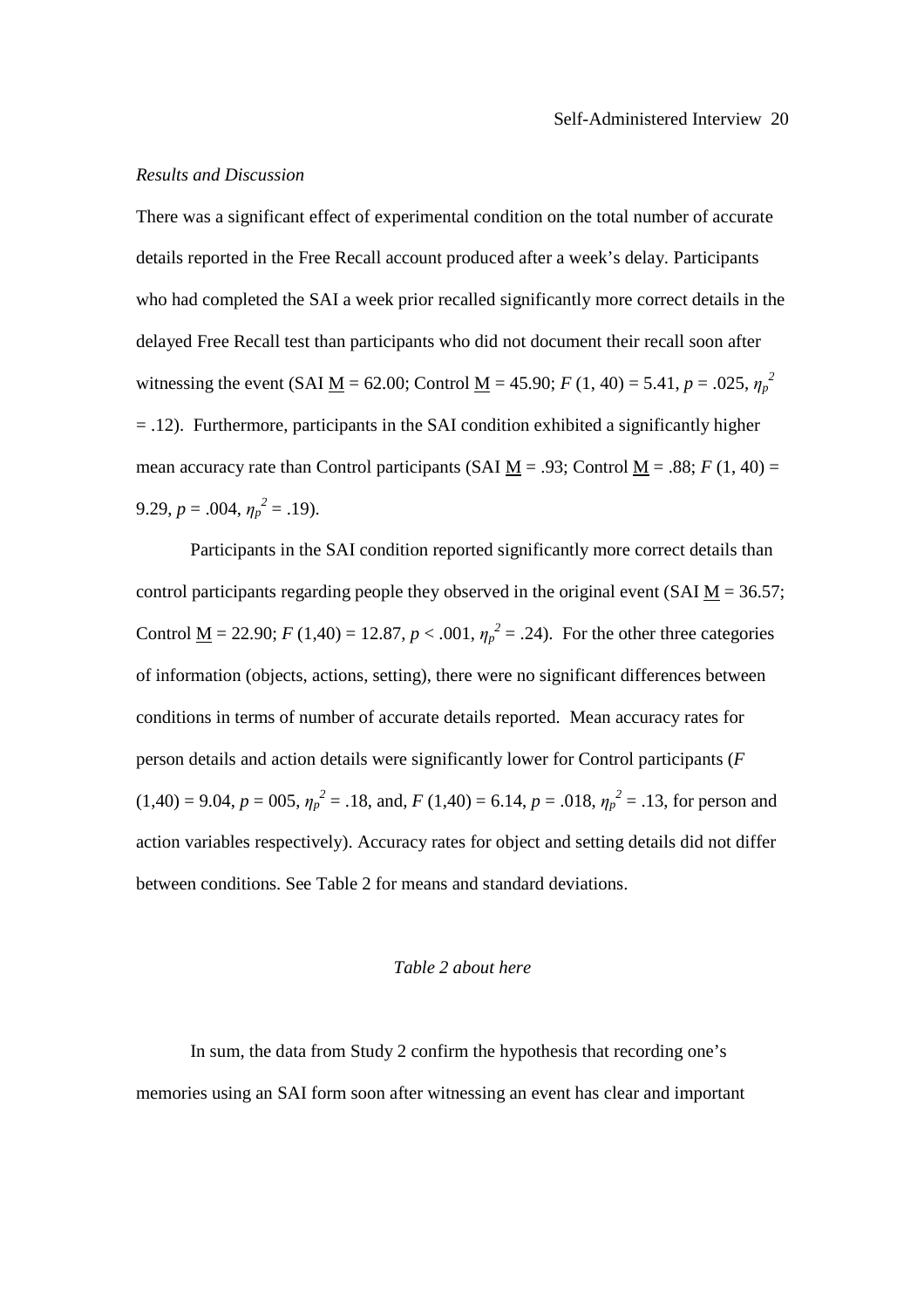*Results and Discussion*

There was a significant effect of experimental condition on the total number of accurate details reported in the Free Recall account produced after a week's delay. Participants who had completed the SAI a week prior recalled significantly more correct details in the delayed Free Recall test than participants who did not document their recall soon after witnessing the event (SAI M = 62.00; Control M = 45.90; $F$ (1, 40) = 5.41, $p$ = .025, $\eta_p^2$ = .12). Furthermore, participants in the SAI condition exhibited a significantly higher mean accuracy rate than Control participants (SAI M = .93; Control M = .88; $F$ (1, 40) = 9.29, $p$ = .004, $\eta_p^2$ = .19).

Participants in the SAI condition reported significantly more correct details than control participants regarding people they observed in the original event (SAI M = 36.57; Control M = 22.90; $F$ (1,40) = 12.87, $p$ < .001, $\eta_p^2$ = .24). For the other three categories of information (objects, actions, setting), there were no significant differences between conditions in terms of number of accurate details reported. Mean accuracy rates for person details and action details were significantly lower for Control participants ($F$ (1,40) = 9.04, $p$ = 005, $\eta_p^2$ = .18, and, $F$ (1,40) = 6.14, $p$ = .018, $\eta_p^2$ = .13, for person and action variables respectively). Accuracy rates for object and setting details did not differ between conditions. See Table 2 for means and standard deviations.

*Table 2 about here*

In sum, the data from Study 2 confirm the hypothesis that recording one's memories using an SAI form soon after witnessing an event has clear and important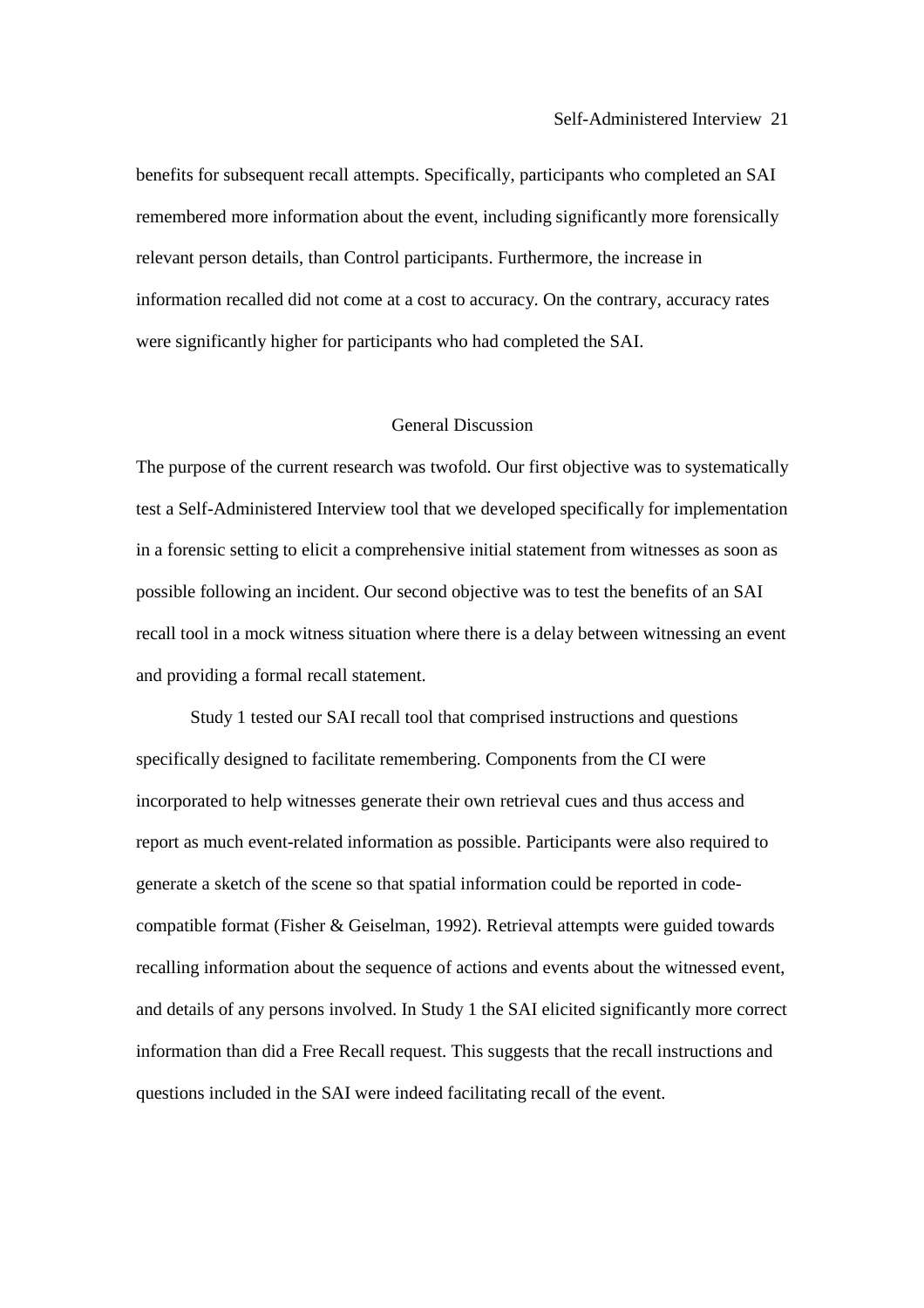benefits for subsequent recall attempts. Specifically, participants who completed an SAI remembered more information about the event, including significantly more forensically relevant person details, than Control participants. Furthermore, the increase in information recalled did not come at a cost to accuracy. On the contrary, accuracy rates were significantly higher for participants who had completed the SAI.

## General Discussion

The purpose of the current research was twofold. Our first objective was to systematically test a Self-Administered Interview tool that we developed specifically for implementation in a forensic setting to elicit a comprehensive initial statement from witnesses as soon as possible following an incident. Our second objective was to test the benefits of an SAI recall tool in a mock witness situation where there is a delay between witnessing an event and providing a formal recall statement.

Study 1 tested our SAI recall tool that comprised instructions and questions specifically designed to facilitate remembering. Components from the CI were incorporated to help witnesses generate their own retrieval cues and thus access and report as much event-related information as possible. Participants were also required to generate a sketch of the scene so that spatial information could be reported in code-compatible format (Fisher & Geiselman, 1992). Retrieval attempts were guided towards recalling information about the sequence of actions and events about the witnessed event, and details of any persons involved. In Study 1 the SAI elicited significantly more correct information than did a Free Recall request. This suggests that the recall instructions and questions included in the SAI were indeed facilitating recall of the event.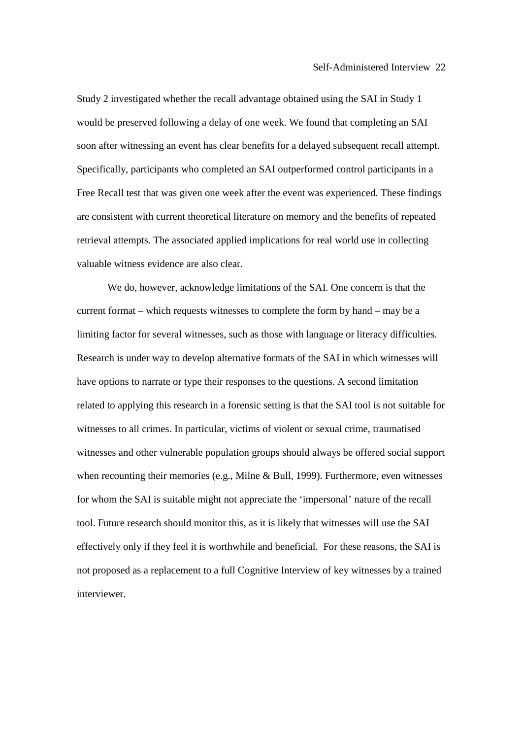Study 2 investigated whether the recall advantage obtained using the SAI in Study 1 would be preserved following a delay of one week. We found that completing an SAI soon after witnessing an event has clear benefits for a delayed subsequent recall attempt. Specifically, participants who completed an SAI outperformed control participants in a Free Recall test that was given one week after the event was experienced. These findings are consistent with current theoretical literature on memory and the benefits of repeated retrieval attempts. The associated applied implications for real world use in collecting valuable witness evidence are also clear.

We do, however, acknowledge limitations of the SAI. One concern is that the current format – which requests witnesses to complete the form by hand – may be a limiting factor for several witnesses, such as those with language or literacy difficulties. Research is under way to develop alternative formats of the SAI in which witnesses will have options to narrate or type their responses to the questions. A second limitation related to applying this research in a forensic setting is that the SAI tool is not suitable for witnesses to all crimes. In particular, victims of violent or sexual crime, traumatised witnesses and other vulnerable population groups should always be offered social support when recounting their memories (e.g., Milne & Bull, 1999). Furthermore, even witnesses for whom the SAI is suitable might not appreciate the 'impersonal' nature of the recall tool. Future research should monitor this, as it is likely that witnesses will use the SAI effectively only if they feel it is worthwhile and beneficial. For these reasons, the SAI is not proposed as a replacement to a full Cognitive Interview of key witnesses by a trained interviewer.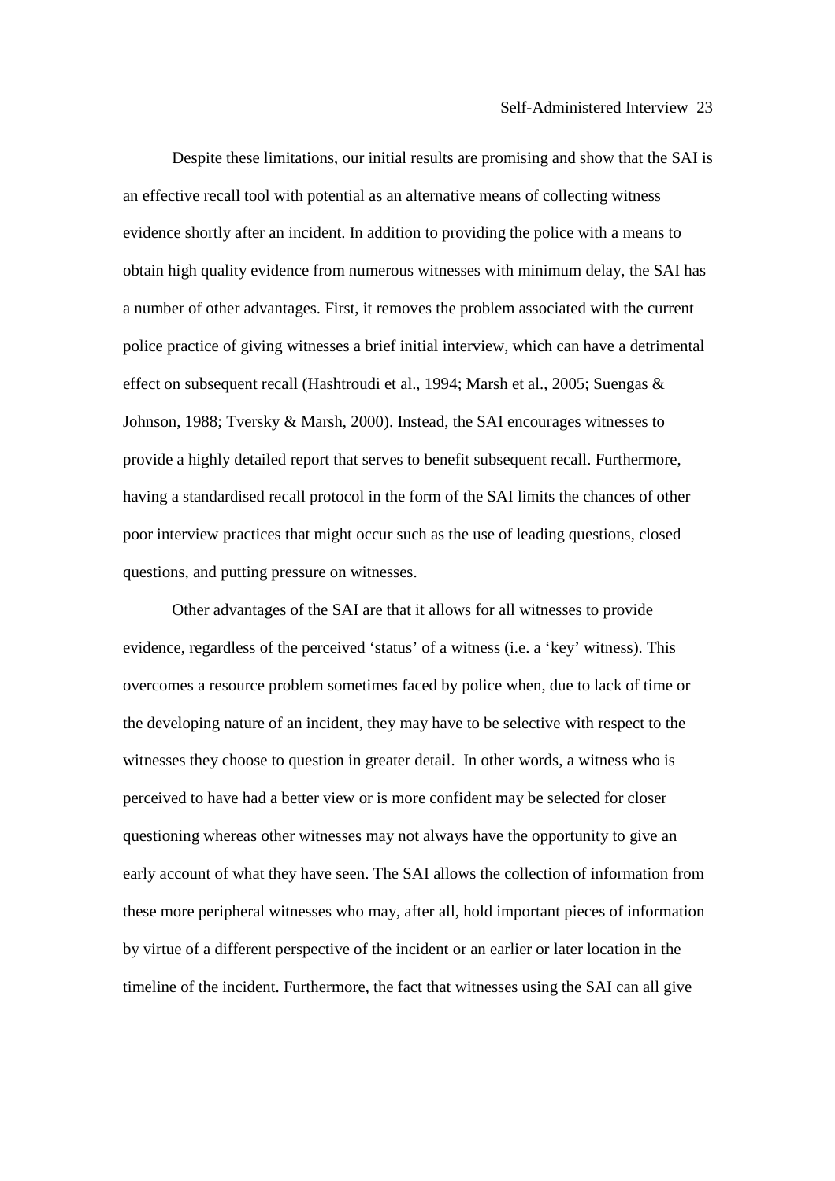Despite these limitations, our initial results are promising and show that the SAI is an effective recall tool with potential as an alternative means of collecting witness evidence shortly after an incident. In addition to providing the police with a means to obtain high quality evidence from numerous witnesses with minimum delay, the SAI has a number of other advantages. First, it removes the problem associated with the current police practice of giving witnesses a brief initial interview, which can have a detrimental effect on subsequent recall (Hashtroudi et al., 1994; Marsh et al., 2005; Suengas & Johnson, 1988; Tversky & Marsh, 2000). Instead, the SAI encourages witnesses to provide a highly detailed report that serves to benefit subsequent recall. Furthermore, having a standardised recall protocol in the form of the SAI limits the chances of other poor interview practices that might occur such as the use of leading questions, closed questions, and putting pressure on witnesses.

Other advantages of the SAI are that it allows for all witnesses to provide evidence, regardless of the perceived 'status' of a witness (i.e. a 'key' witness). This overcomes a resource problem sometimes faced by police when, due to lack of time or the developing nature of an incident, they may have to be selective with respect to the witnesses they choose to question in greater detail. In other words, a witness who is perceived to have had a better view or is more confident may be selected for closer questioning whereas other witnesses may not always have the opportunity to give an early account of what they have seen. The SAI allows the collection of information from these more peripheral witnesses who may, after all, hold important pieces of information by virtue of a different perspective of the incident or an earlier or later location in the timeline of the incident. Furthermore, the fact that witnesses using the SAI can all give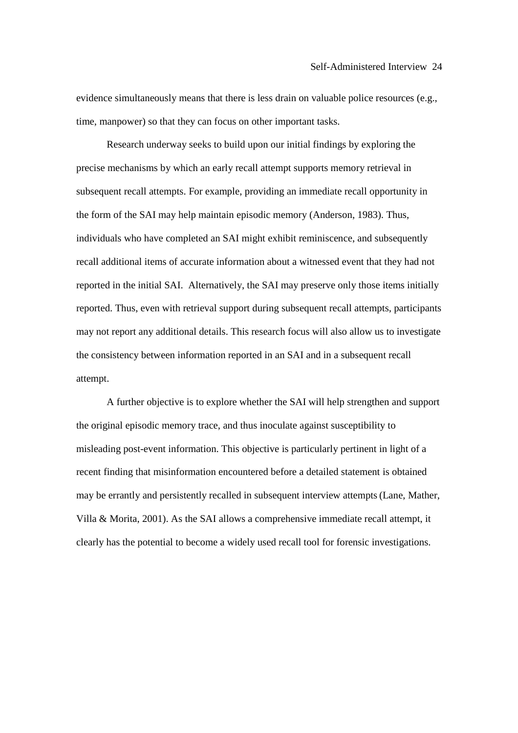evidence simultaneously means that there is less drain on valuable police resources (e.g., time, manpower) so that they can focus on other important tasks.

Research underway seeks to build upon our initial findings by exploring the precise mechanisms by which an early recall attempt supports memory retrieval in subsequent recall attempts. For example, providing an immediate recall opportunity in the form of the SAI may help maintain episodic memory (Anderson, 1983). Thus, individuals who have completed an SAI might exhibit reminiscence, and subsequently recall additional items of accurate information about a witnessed event that they had not reported in the initial SAI. Alternatively, the SAI may preserve only those items initially reported. Thus, even with retrieval support during subsequent recall attempts, participants may not report any additional details. This research focus will also allow us to investigate the consistency between information reported in an SAI and in a subsequent recall attempt.

A further objective is to explore whether the SAI will help strengthen and support the original episodic memory trace, and thus inoculate against susceptibility to misleading post-event information. This objective is particularly pertinent in light of a recent finding that misinformation encountered before a detailed statement is obtained may be errantly and persistently recalled in subsequent interview attempts (Lane, Mather, Villa & Morita, 2001). As the SAI allows a comprehensive immediate recall attempt, it clearly has the potential to become a widely used recall tool for forensic investigations.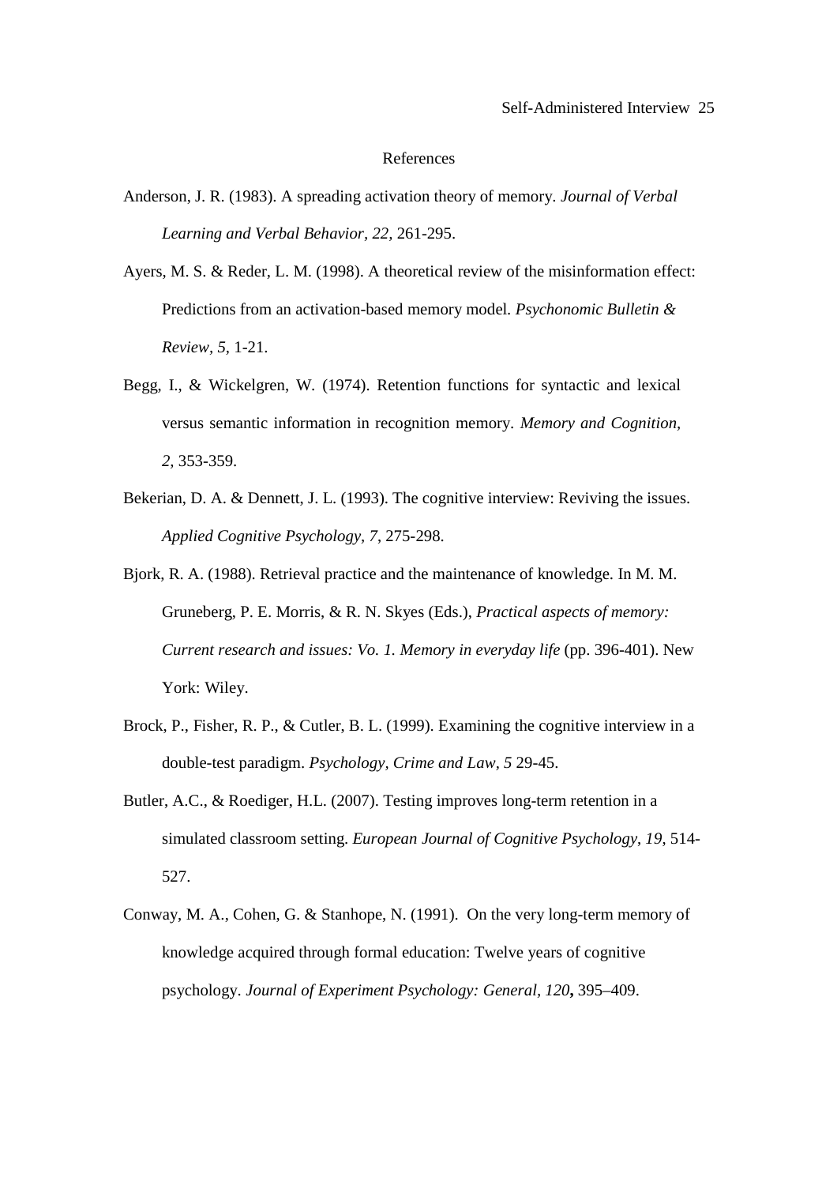# References

Anderson, J. R. (1983). A spreading activation theory of memory. *Journal of Verbal Learning and Verbal Behavior, 22,* 261-295.

Ayers, M. S. & Reder, L. M. (1998). A theoretical review of the misinformation effect: Predictions from an activation-based memory model. *Psychonomic Bulletin & Review, 5,* 1-21.

Begg, I., & Wickelgren, W. (1974). Retention functions for syntactic and lexical versus semantic information in recognition memory. *Memory and Cognition, 2,* 353-359.

Bekerian, D. A. & Dennett, J. L. (1993). The cognitive interview: Reviving the issues. *Applied Cognitive Psychology, 7,* 275-298.

Bjork, R. A. (1988). Retrieval practice and the maintenance of knowledge. In M. M. Gruneberg, P. E. Morris, & R. N. Skyes (Eds.), *Practical aspects of memory: Current research and issues: Vo. 1. Memory in everyday life* (pp. 396-401). New York: Wiley.

Brock, P., Fisher, R. P., & Cutler, B. L. (1999). Examining the cognitive interview in a double-test paradigm. *Psychology, Crime and Law, 5* 29-45.

Butler, A.C., & Roediger, H.L. (2007). Testing improves long-term retention in a simulated classroom setting. *European Journal of Cognitive Psychology*, *19*, 514-527.

Conway, M. A., Cohen, G. & Stanhope, N. (1991). On the very long-term memory of knowledge acquired through formal education: Twelve years of cognitive psychology. *Journal of Experiment Psychology: General, 120***,** 395–409.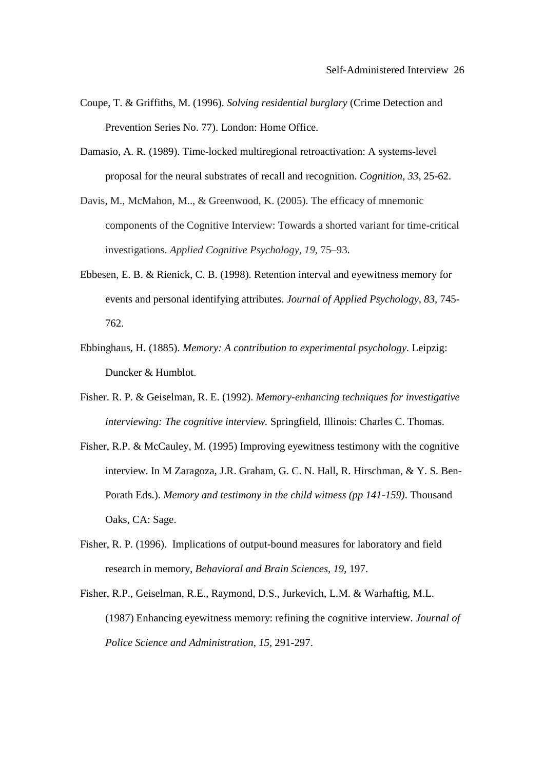Coupe, T. & Griffiths, M. (1996). *Solving residential burglary* (Crime Detection and Prevention Series No. 77). London: Home Office.

Damasio, A. R. (1989). Time-locked multiregional retroactivation: A systems-level proposal for the neural substrates of recall and recognition. *Cognition, 33,* 25-62.

Davis, M., McMahon, M.., & Greenwood, K. (2005). The efficacy of mnemonic components of the Cognitive Interview: Towards a shorted variant for time-critical investigations. *Applied Cognitive Psychology, 19,* 75–93.

Ebbesen, E. B. & Rienick, C. B. (1998). Retention interval and eyewitness memory for events and personal identifying attributes. *Journal of Applied Psychology, 83,* 745-762.

Ebbinghaus, H. (1885). *Memory: A contribution to experimental psychology*. Leipzig: Duncker & Humblot.

Fisher. R. P. & Geiselman, R. E. (1992). *Memory-enhancing techniques for investigative interviewing: The cognitive interview.* Springfield, Illinois: Charles C. Thomas.

Fisher, R.P. & McCauley, M. (1995) Improving eyewitness testimony with the cognitive interview. In M Zaragoza, J.R. Graham, G. C. N. Hall, R. Hirschman, & Y. S. Ben-Porath Eds.). *Memory and testimony in the child witness (pp 141-159)*. Thousand Oaks, CA: Sage.

Fisher, R. P. (1996). Implications of output-bound measures for laboratory and field research in memory, *Behavioral and Brain Sciences, 19,* 197.

Fisher, R.P., Geiselman, R.E., Raymond, D.S., Jurkevich, L.M. & Warhaftig, M.L. (1987) Enhancing eyewitness memory: refining the cognitive interview. *Journal of Police Science and Administration, 15,* 291-297.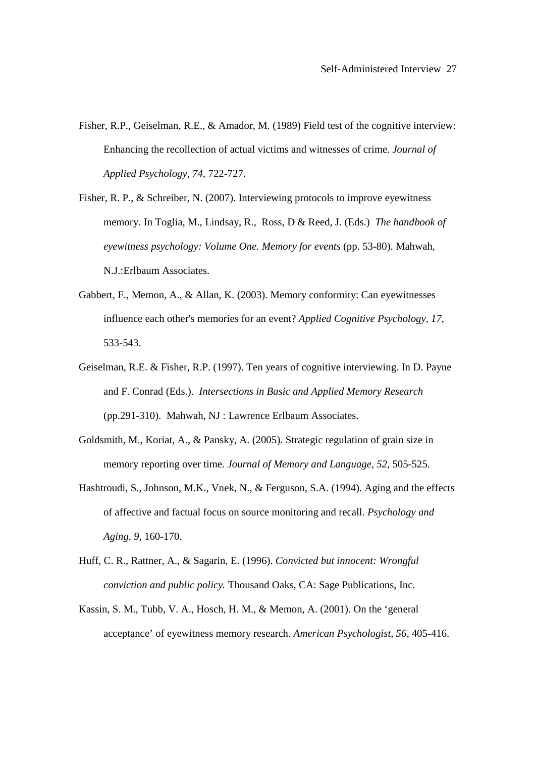Fisher, R.P., Geiselman, R.E., & Amador, M. (1989) Field test of the cognitive interview: Enhancing the recollection of actual victims and witnesses of crime. *Journal of Applied Psychology, 74,* 722-727.

Fisher, R. P., & Schreiber, N. (2007). Interviewing protocols to improve eyewitness memory. In Toglia, M., Lindsay, R., Ross, D & Reed, J. (Eds.) *The handbook of eyewitness psychology: Volume One. Memory for events* (pp. 53-80). Mahwah, N.J.:Erlbaum Associates.

Gabbert, F., Memon, A., & Allan, K. (2003). Memory conformity: Can eyewitnesses influence each other's memories for an event? *Applied Cognitive Psychology, 17,* 533-543.

Geiselman, R.E. & Fisher, R.P. (1997). Ten years of cognitive interviewing. In D. Payne and F. Conrad (Eds.). *Intersections in Basic and Applied Memory Research* (pp.291-310). Mahwah, NJ : Lawrence Erlbaum Associates.

Goldsmith, M., Koriat, A., & Pansky, A. (2005). Strategic regulation of grain size in memory reporting over time. *Journal of Memory and Language, 52,* 505-525.

Hashtroudi, S., Johnson, M.K., Vnek, N., & Ferguson, S.A. (1994). Aging and the effects of affective and factual focus on source monitoring and recall. *Psychology and Aging, 9,* 160-170.

Huff, C. R., Rattner, A., & Sagarin, E. (1996). *Convicted but innocent: Wrongful conviction and public policy.* Thousand Oaks, CA: Sage Publications, Inc.

Kassin, S. M., Tubb, V. A., Hosch, H. M., & Memon, A. (2001). On the 'general acceptance' of eyewitness memory research. *American Psychologist, 56,* 405-416.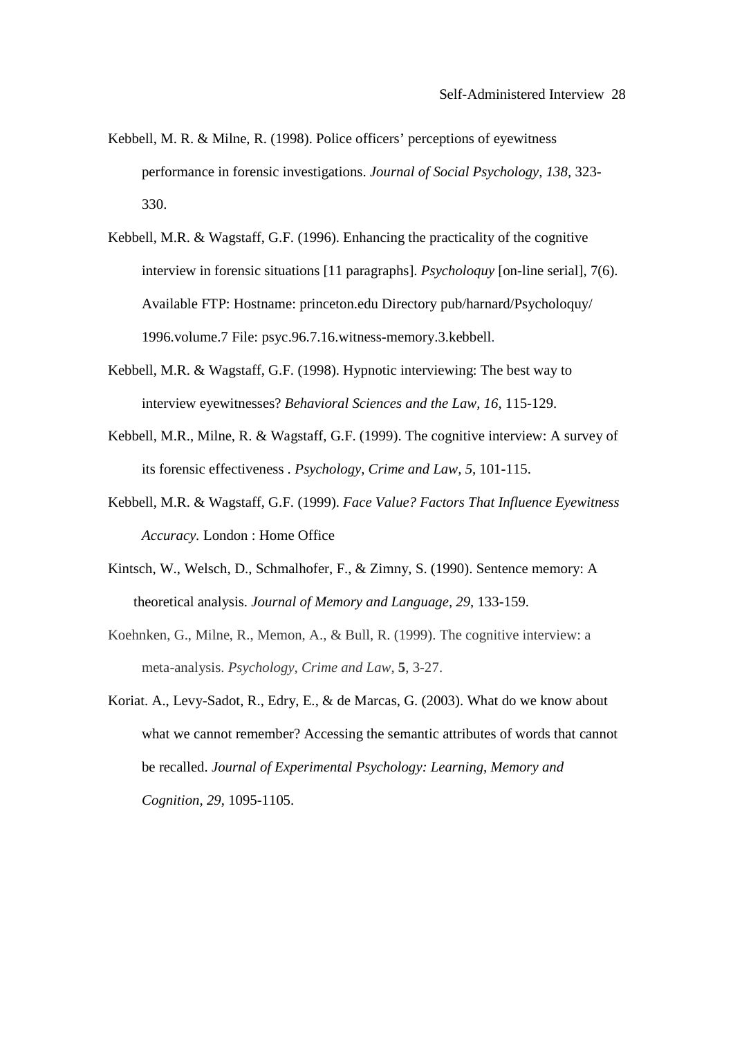Kebbell, M. R. & Milne, R. (1998). Police officers' perceptions of eyewitness performance in forensic investigations. *Journal of Social Psychology, 138*, 323-330.

Kebbell, M.R. & Wagstaff, G.F. (1996). Enhancing the practicality of the cognitive interview in forensic situations [11 paragraphs]. *Psycholoquy* [on-line serial], 7(6). Available FTP: Hostname: princeton.edu Directory pub/harnard/Psycholoquy/ 1996.volume.7 File: psyc.96.7.16.witness-memory.3.kebbell.

Kebbell, M.R. & Wagstaff, G.F. (1998). Hypnotic interviewing: The best way to interview eyewitnesses? *Behavioral Sciences and the Law, 16*, 115-129.

Kebbell, M.R., Milne, R. & Wagstaff, G.F. (1999). The cognitive interview: A survey of its forensic effectiveness . *Psychology, Crime and Law, 5*, 101-115.

Kebbell, M.R. & Wagstaff, G.F. (1999). *Face Value? Factors That Influence Eyewitness Accuracy.* London : Home Office

Kintsch, W., Welsch, D., Schmalhofer, F., & Zimny, S. (1990). Sentence memory: A theoretical analysis. *Journal of Memory and Language, 29*, 133-159.

Koehnken, G., Milne, R., Memon, A., & Bull, R. (1999). The cognitive interview: a meta-analysis. *Psychology, Crime and Law*, **5**, 3-27.

Koriat. A., Levy-Sadot, R., Edry, E., & de Marcas, G. (2003). What do we know about what we cannot remember? Accessing the semantic attributes of words that cannot be recalled. *Journal of Experimental Psychology: Learning, Memory and Cognition, 29*, 1095-1105.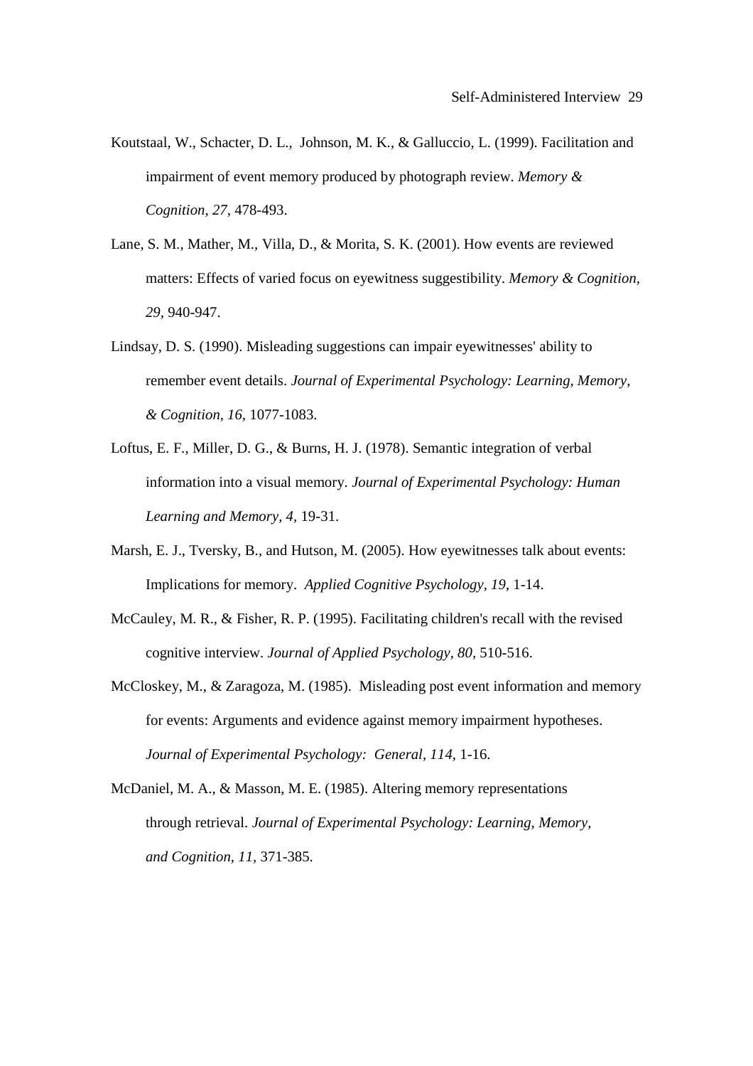Koutstaal, W., Schacter, D. L., Johnson, M. K., & Galluccio, L. (1999). Facilitation and impairment of event memory produced by photograph review. *Memory & Cognition, 27*, 478-493.

Lane, S. M., Mather, M., Villa, D., & Morita, S. K. (2001). How events are reviewed matters: Effects of varied focus on eyewitness suggestibility. *Memory & Cognition*, *29*, 940-947.

Lindsay, D. S. (1990). Misleading suggestions can impair eyewitnesses' ability to remember event details. *Journal of Experimental Psychology: Learning, Memory, & Cognition, 16*, 1077-1083.

Loftus, E. F., Miller, D. G., & Burns, H. J. (1978). Semantic integration of verbal information into a visual memory. *Journal of Experimental Psychology: Human Learning and Memory, 4*, 19-31.

Marsh, E. J., Tversky, B., and Hutson, M. (2005). How eyewitnesses talk about events: Implications for memory. *Applied Cognitive Psychology, 19*, 1-14.

McCauley, M. R., & Fisher, R. P. (1995). Facilitating children's recall with the revised cognitive interview. *Journal of Applied Psychology, 80*, 510-516.

McCloskey, M., & Zaragoza, M. (1985). Misleading post event information and memory for events: Arguments and evidence against memory impairment hypotheses. *Journal of Experimental Psychology: General, 114*, 1-16.

McDaniel, M. A., & Masson, M. E. (1985). Altering memory representations through retrieval. *Journal of Experimental Psychology: Learning, Memory, and Cognition, 11*, 371-385.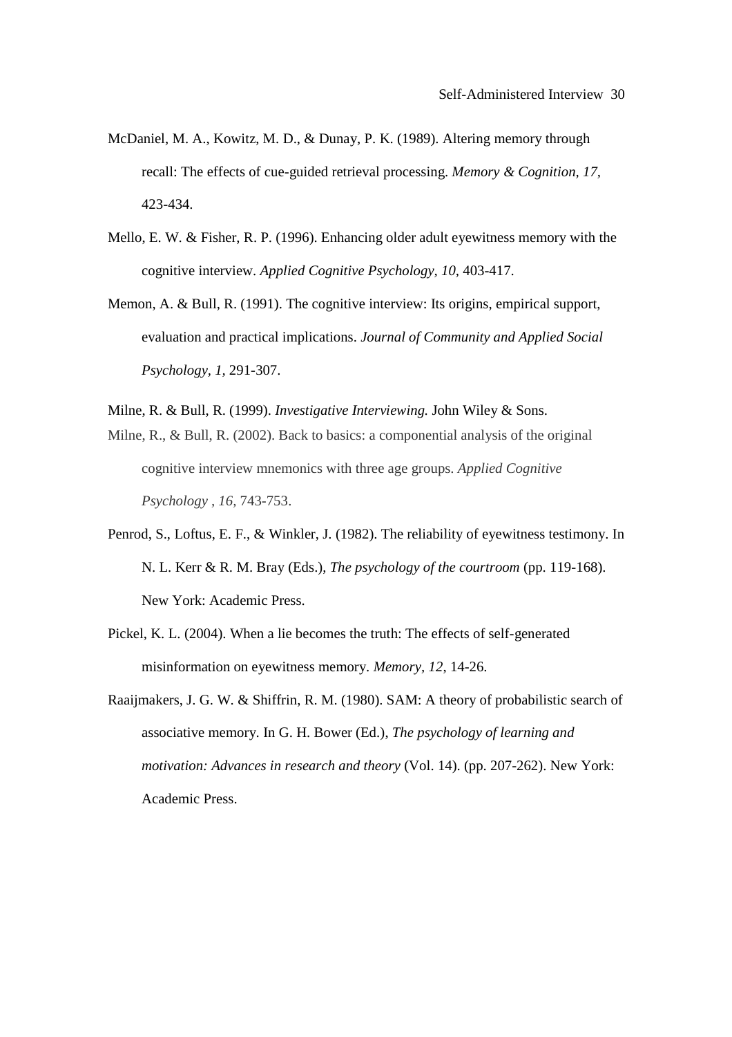McDaniel, M. A., Kowitz, M. D., & Dunay, P. K. (1989). Altering memory through recall: The effects of cue-guided retrieval processing. *Memory & Cognition, 17,* 423-434.

Mello, E. W. & Fisher, R. P. (1996). Enhancing older adult eyewitness memory with the cognitive interview. *Applied Cognitive Psychology*, *10*, 403-417.

Memon, A. & Bull, R. (1991). The cognitive interview: Its origins, empirical support, evaluation and practical implications. *Journal of Community and Applied Social Psychology, 1,* 291-307.

Milne, R. & Bull, R. (1999). *Investigative Interviewing.* John Wiley & Sons.

Milne, R., & Bull, R. (2002). Back to basics: a componential analysis of the original cognitive interview mnemonics with three age groups. *Applied Cognitive Psychology , 16,* 743-753.

Penrod, S., Loftus, E. F., & Winkler, J. (1982). The reliability of eyewitness testimony. In N. L. Kerr & R. M. Bray (Eds.), *The psychology of the courtroom* (pp. 119-168). New York: Academic Press.

Pickel, K. L. (2004). When a lie becomes the truth: The effects of self-generated misinformation on eyewitness memory. *Memory, 12,* 14-26.

Raaijmakers, J. G. W. & Shiffrin, R. M. (1980). SAM: A theory of probabilistic search of associative memory. In G. H. Bower (Ed.), *The psychology of learning and motivation: Advances in research and theory* (Vol. 14). (pp. 207-262). New York: Academic Press.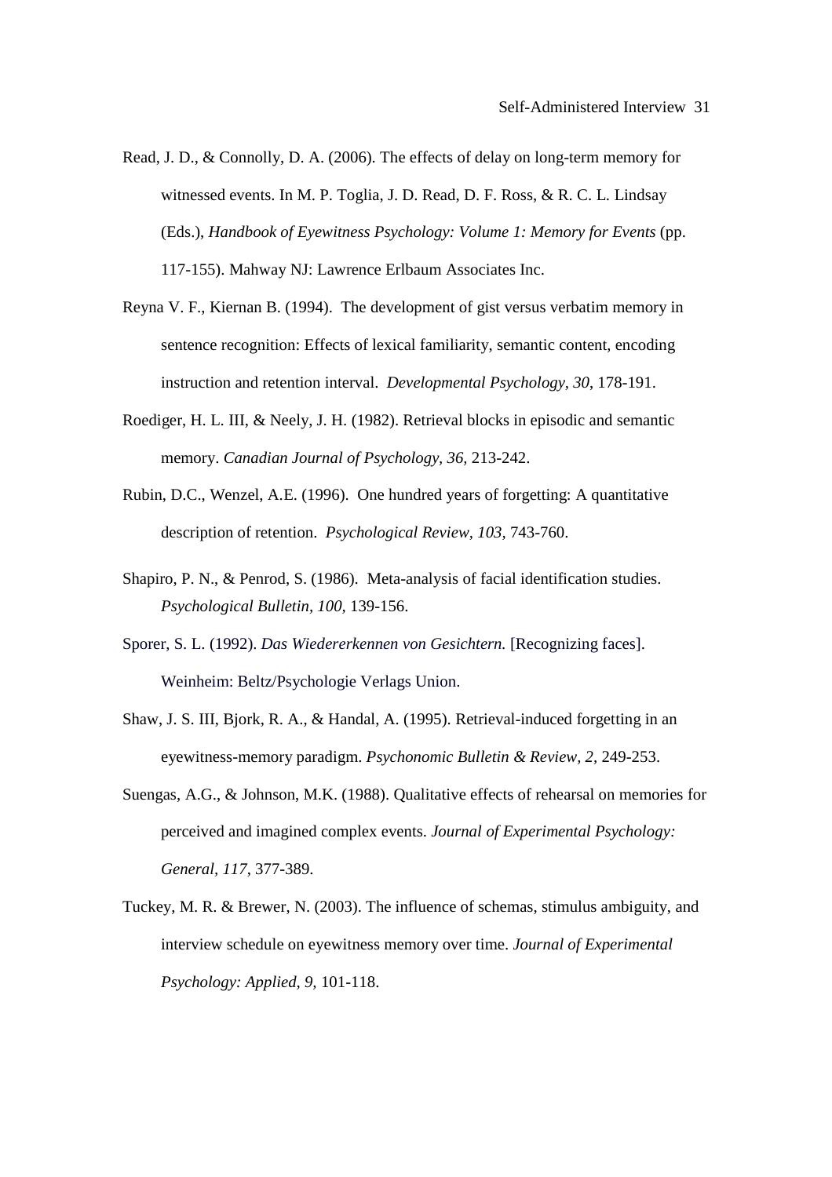Read, J. D., & Connolly, D. A. (2006). The effects of delay on long-term memory for witnessed events. In M. P. Toglia, J. D. Read, D. F. Ross, & R. C. L. Lindsay (Eds.), *Handbook of Eyewitness Psychology: Volume 1: Memory for Events* (pp. 117-155). Mahway NJ: Lawrence Erlbaum Associates Inc.

Reyna V. F., Kiernan B. (1994). The development of gist versus verbatim memory in sentence recognition: Effects of lexical familiarity, semantic content, encoding instruction and retention interval. *Developmental Psychology*, *30*, 178-191.

Roediger, H. L. III, & Neely, J. H. (1982). Retrieval blocks in episodic and semantic memory. *Canadian Journal of Psychology, 36,* 213-242.

Rubin, D.C., Wenzel, A.E. (1996). One hundred years of forgetting: A quantitative description of retention. *Psychological Review*, *103*, 743-760.

Shapiro, P. N., & Penrod, S. (1986). Meta-analysis of facial identification studies. *Psychological Bulletin, 100,* 139-156.

Sporer, S. L. (1992). *Das Wiedererkennen von Gesichtern.* [Recognizing faces]. Weinheim: Beltz/Psychologie Verlags Union.

Shaw, J. S. III, Bjork, R. A., & Handal, A. (1995). Retrieval-induced forgetting in an eyewitness-memory paradigm. *Psychonomic Bulletin & Review, 2,* 249-253.

Suengas, A.G., & Johnson, M.K. (1988). Qualitative effects of rehearsal on memories for perceived and imagined complex events. *Journal of Experimental Psychology: General*, *117*, 377-389.

Tuckey, M. R. & Brewer, N. (2003). The influence of schemas, stimulus ambiguity, and interview schedule on eyewitness memory over time. *Journal of Experimental Psychology: Applied, 9,* 101-118.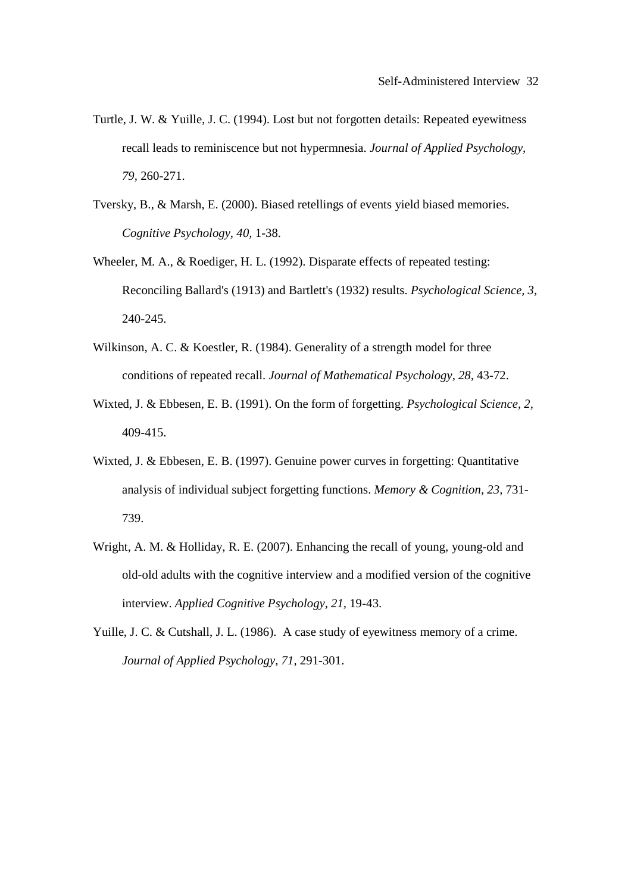Turtle, J. W. & Yuille, J. C. (1994). Lost but not forgotten details: Repeated eyewitness recall leads to reminiscence but not hypermnesia. *Journal of Applied Psychology, 79*, 260-271.

Tversky, B., & Marsh, E. (2000). Biased retellings of events yield biased memories. *Cognitive Psychology, 40,* 1-38.

Wheeler, M. A., & Roediger, H. L. (1992). Disparate effects of repeated testing: Reconciling Ballard's (1913) and Bartlett's (1932) results. *Psychological Science, 3*, 240-245.

Wilkinson, A. C. & Koestler, R. (1984). Generality of a strength model for three conditions of repeated recall. *Journal of Mathematical Psychology, 28*, 43-72.

Wixted, J. & Ebbesen, E. B. (1991). On the form of forgetting. *Psychological Science, 2,* 409-415.

Wixted, J. & Ebbesen, E. B. (1997). Genuine power curves in forgetting: Quantitative analysis of individual subject forgetting functions. *Memory & Cognition, 23*, 731-739.

Wright, A. M. & Holliday, R. E. (2007). Enhancing the recall of young, young-old and old-old adults with the cognitive interview and a modified version of the cognitive interview. *Applied Cognitive Psychology, 21*, 19-43.

Yuille, J. C. & Cutshall, J. L. (1986). A case study of eyewitness memory of a crime. *Journal of Applied Psychology, 71*, 291-301.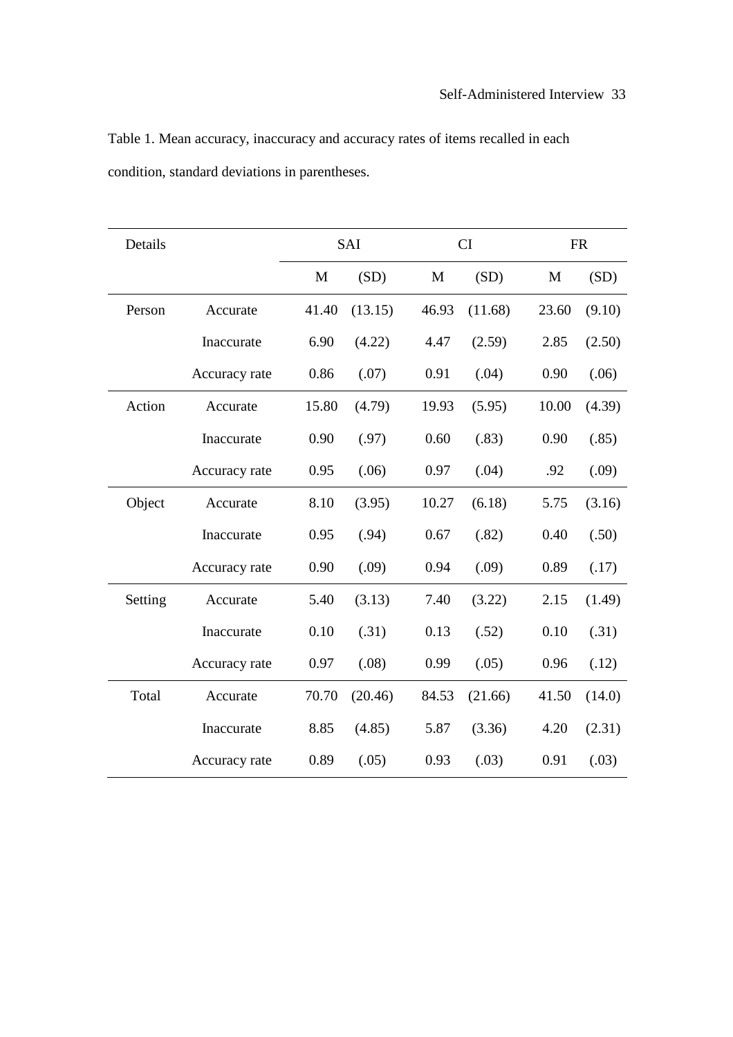Table 1. Mean accuracy, inaccuracy and accuracy rates of items recalled in each condition, standard deviations in parentheses.

| Details | | SAI | | CI | | FR | |
|---|---|---|---|---|---|---|---|
| | | M | (SD) | M | (SD) | M | (SD) |
| Person | Accurate | 41.40 | (13.15) | 46.93 | (11.68) | 23.60 | (9.10) |
| | Inaccurate | 6.90 | (4.22) | 4.47 | (2.59) | 2.85 | (2.50) |
| | Accuracy rate | 0.86 | (.07) | 0.91 | (.04) | 0.90 | (.06) |
| Action | Accurate | 15.80 | (4.79) | 19.93 | (5.95) | 10.00 | (4.39) |
| | Inaccurate | 0.90 | (.97) | 0.60 | (.83) | 0.90 | (.85) |
| | Accuracy rate | 0.95 | (.06) | 0.97 | (.04) | .92 | (.09) |
| Object | Accurate | 8.10 | (3.95) | 10.27 | (6.18) | 5.75 | (3.16) |
| | Inaccurate | 0.95 | (.94) | 0.67 | (.82) | 0.40 | (.50) |
| | Accuracy rate | 0.90 | (.09) | 0.94 | (.09) | 0.89 | (.17) |
| Setting | Accurate | 5.40 | (3.13) | 7.40 | (3.22) | 2.15 | (1.49) |
| | Inaccurate | 0.10 | (.31) | 0.13 | (.52) | 0.10 | (.31) |
| | Accuracy rate | 0.97 | (.08) | 0.99 | (.05) | 0.96 | (.12) |
| Total | Accurate | 70.70 | (20.46) | 84.53 | (21.66) | 41.50 | (14.0) |
| | Inaccurate | 8.85 | (4.85) | 5.87 | (3.36) | 4.20 | (2.31) |
| | Accuracy rate | 0.89 | (.05) | 0.93 | (.03) | 0.91 | (.03) |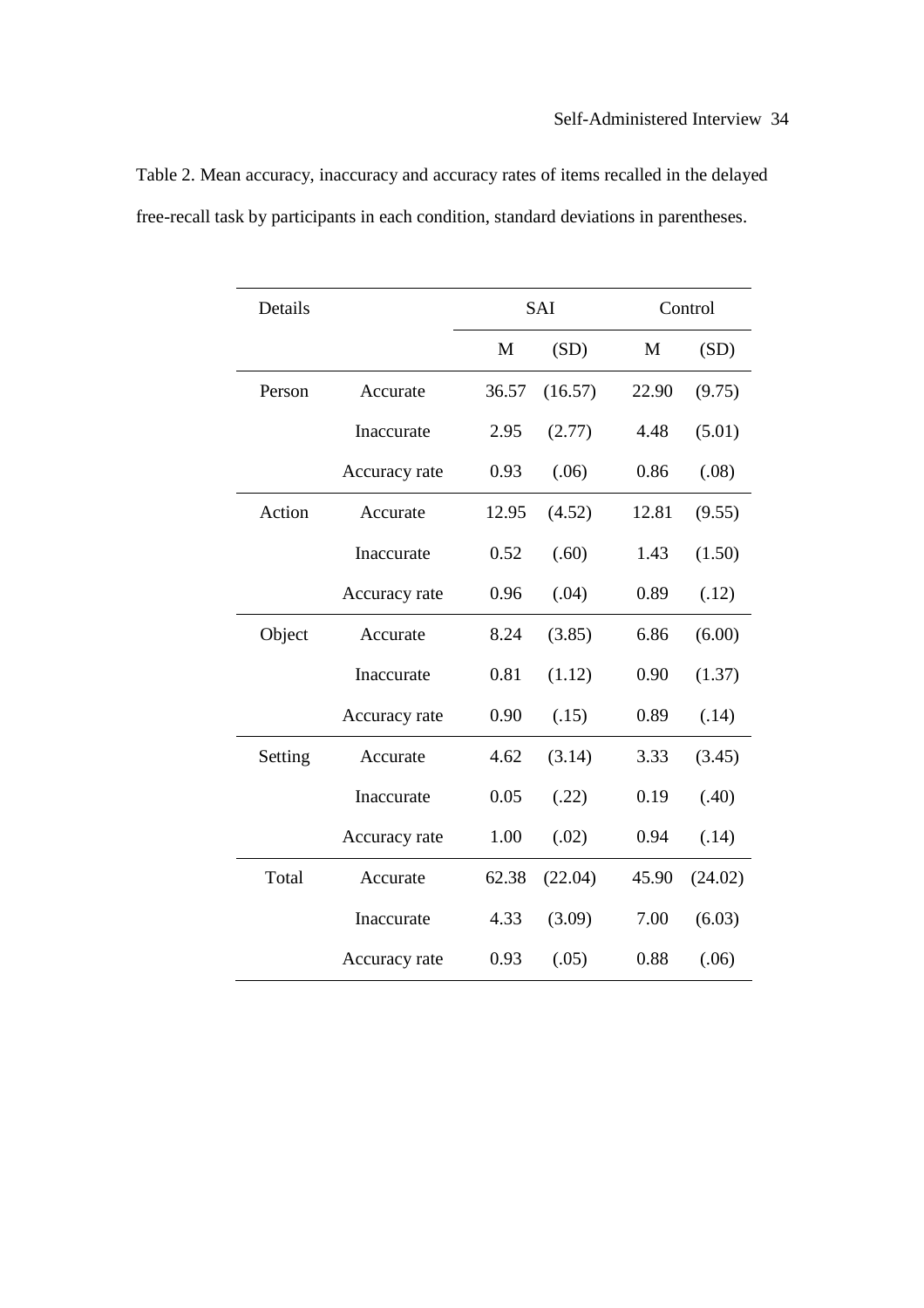Table 2. Mean accuracy, inaccuracy and accuracy rates of items recalled in the delayed free-recall task by participants in each condition, standard deviations in parentheses.

| Details | | SAI | | Control | |
|---|---|---|---|---|---|
| | | M | (SD) | M | (SD) |
| Person | Accurate | 36.57 | (16.57) | 22.90 | (9.75) |
| | Inaccurate | 2.95 | (2.77) | 4.48 | (5.01) |
| | Accuracy rate | 0.93 | (.06) | 0.86 | (.08) |
| Action | Accurate | 12.95 | (4.52) | 12.81 | (9.55) |
| | Inaccurate | 0.52 | (.60) | 1.43 | (1.50) |
| | Accuracy rate | 0.96 | (.04) | 0.89 | (.12) |
| Object | Accurate | 8.24 | (3.85) | 6.86 | (6.00) |
| | Inaccurate | 0.81 | (1.12) | 0.90 | (1.37) |
| | Accuracy rate | 0.90 | (.15) | 0.89 | (.14) |
| Setting | Accurate | 4.62 | (3.14) | 3.33 | (3.45) |
| | Inaccurate | 0.05 | (.22) | 0.19 | (.40) |
| | Accuracy rate | 1.00 | (.02) | 0.94 | (.14) |
| Total | Accurate | 62.38 | (22.04) | 45.90 | (24.02) |
| | Inaccurate | 4.33 | (3.09) | 7.00 | (6.03) |
| | Accuracy rate | 0.93 | (.05) | 0.88 | (.06) |